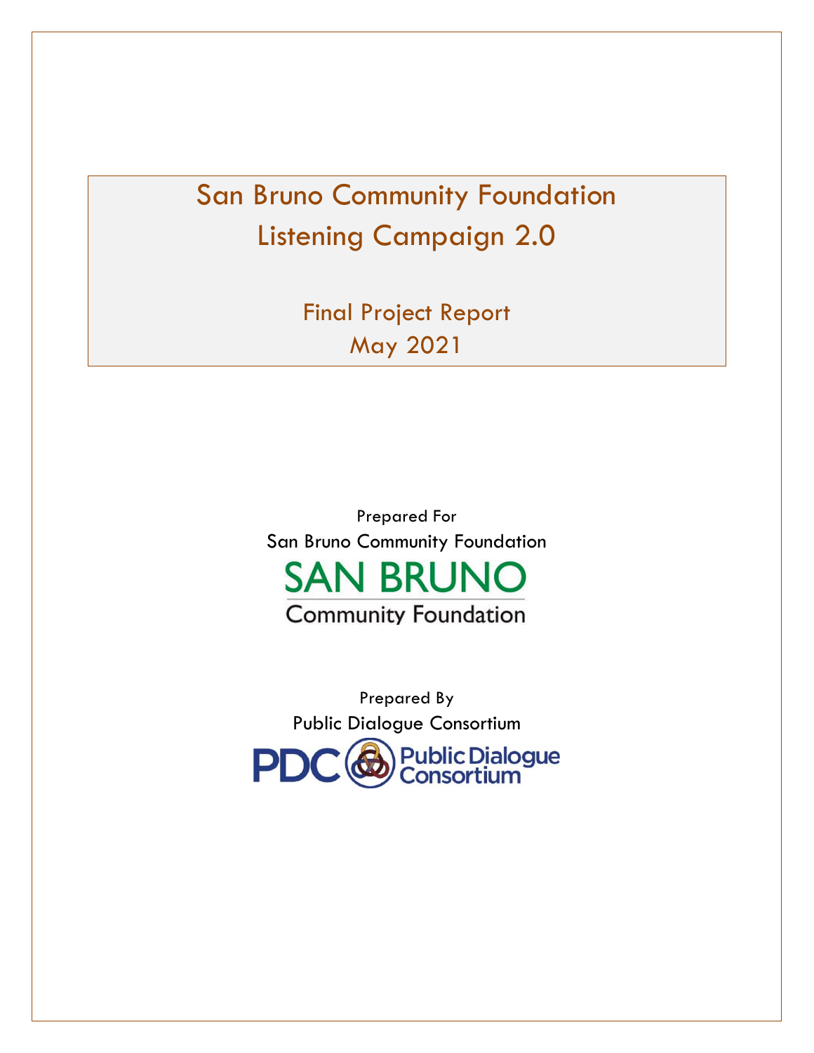# San Bruno Community Foundation
# Listening Campaign 2.0

## Final Project Report
## May 2021

Prepared For

San Bruno Community Foundation

SAN BRUNO

Community Foundation

Prepared By

Public Dialogue Consortium

PDC Public Dialogue Consortium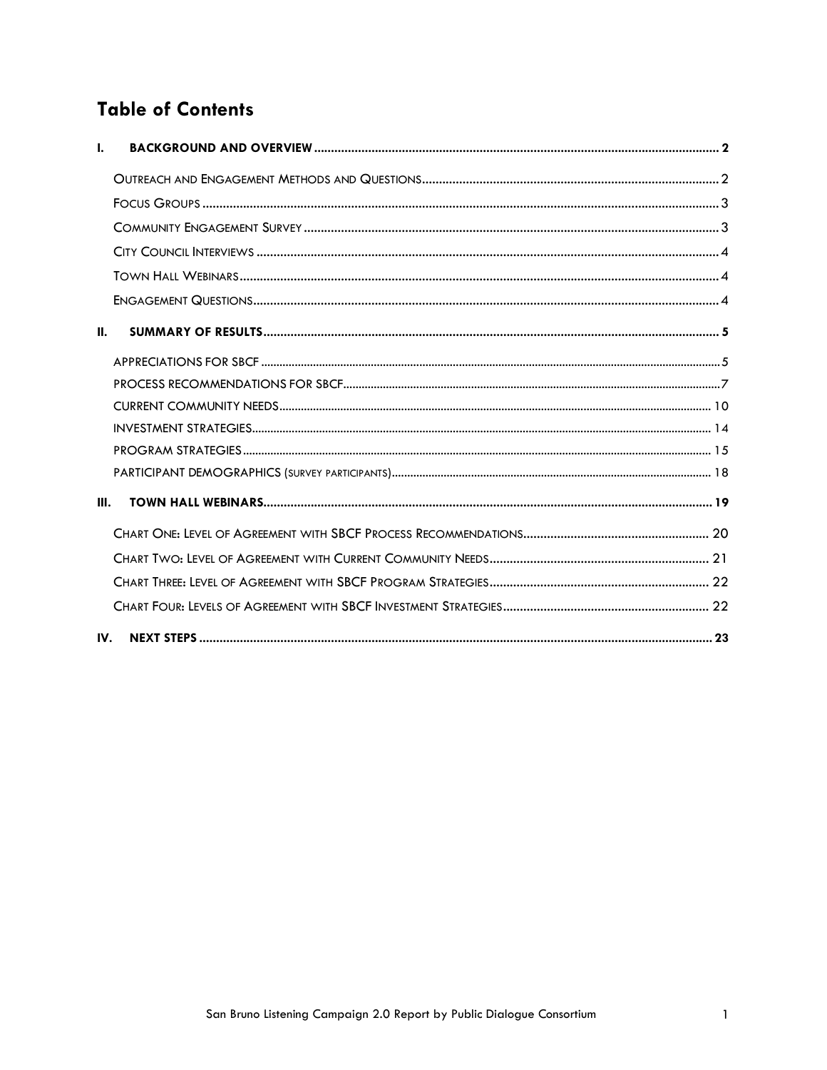# Table of Contents

**I. BACKGROUND AND OVERVIEW** ... **2**

- Outreach and Engagement Methods and Questions ... 2
- Focus Groups ... 3
- Community Engagement Survey ... 3
- City Council Interviews ... 4
- Town Hall Webinars ... 4
- Engagement Questions ... 4

**II. SUMMARY OF RESULTS** ... **5**

- APPRECIATIONS FOR SBCF ... 5
- PROCESS RECOMMENDATIONS FOR SBCF ... 7
- CURRENT COMMUNITY NEEDS ... 10
- INVESTMENT STRATEGIES ... 14
- PROGRAM STRATEGIES ... 15
- PARTICIPANT DEMOGRAPHICS (survey participants) ... 18

**III. TOWN HALL WEBINARS** ... **19**

- Chart One: Level of Agreement with SBCF Process Recommendations ... 20
- Chart Two: Level of Agreement with Current Community Needs ... 21
- Chart Three: Level of Agreement with SBCF Program Strategies ... 22
- Chart Four: Levels of Agreement with SBCF Investment Strategies ... 22

**IV. NEXT STEPS** ... **23**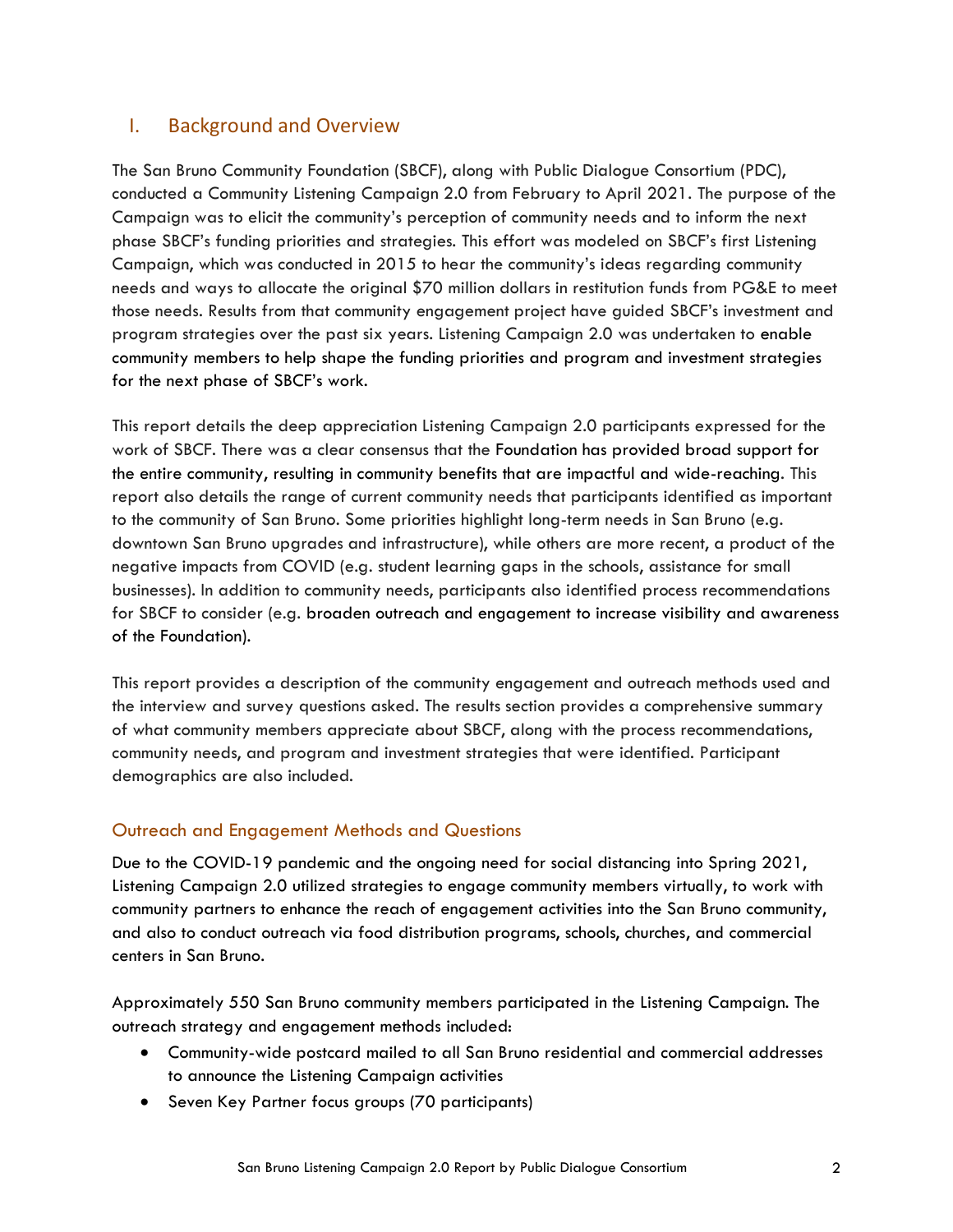## I. Background and Overview

The San Bruno Community Foundation (SBCF), along with Public Dialogue Consortium (PDC), conducted a Community Listening Campaign 2.0 from February to April 2021. The purpose of the Campaign was to elicit the community's perception of community needs and to inform the next phase SBCF's funding priorities and strategies. This effort was modeled on SBCF's first Listening Campaign, which was conducted in 2015 to hear the community's ideas regarding community needs and ways to allocate the original $70 million dollars in restitution funds from PG&E to meet those needs. Results from that community engagement project have guided SBCF's investment and program strategies over the past six years. Listening Campaign 2.0 was undertaken to enable community members to help shape the funding priorities and program and investment strategies for the next phase of SBCF's work.

This report details the deep appreciation Listening Campaign 2.0 participants expressed for the work of SBCF. There was a clear consensus that the Foundation has provided broad support for the entire community, resulting in community benefits that are impactful and wide-reaching. This report also details the range of current community needs that participants identified as important to the community of San Bruno. Some priorities highlight long-term needs in San Bruno (e.g. downtown San Bruno upgrades and infrastructure), while others are more recent, a product of the negative impacts from COVID (e.g. student learning gaps in the schools, assistance for small businesses). In addition to community needs, participants also identified process recommendations for SBCF to consider (e.g. broaden outreach and engagement to increase visibility and awareness of the Foundation).

This report provides a description of the community engagement and outreach methods used and the interview and survey questions asked. The results section provides a comprehensive summary of what community members appreciate about SBCF, along with the process recommendations, community needs, and program and investment strategies that were identified. Participant demographics are also included.

### Outreach and Engagement Methods and Questions

Due to the COVID-19 pandemic and the ongoing need for social distancing into Spring 2021, Listening Campaign 2.0 utilized strategies to engage community members virtually, to work with community partners to enhance the reach of engagement activities into the San Bruno community, and also to conduct outreach via food distribution programs, schools, churches, and commercial centers in San Bruno.

Approximately 550 San Bruno community members participated in the Listening Campaign. The outreach strategy and engagement methods included:

- Community-wide postcard mailed to all San Bruno residential and commercial addresses to announce the Listening Campaign activities
- Seven Key Partner focus groups (70 participants)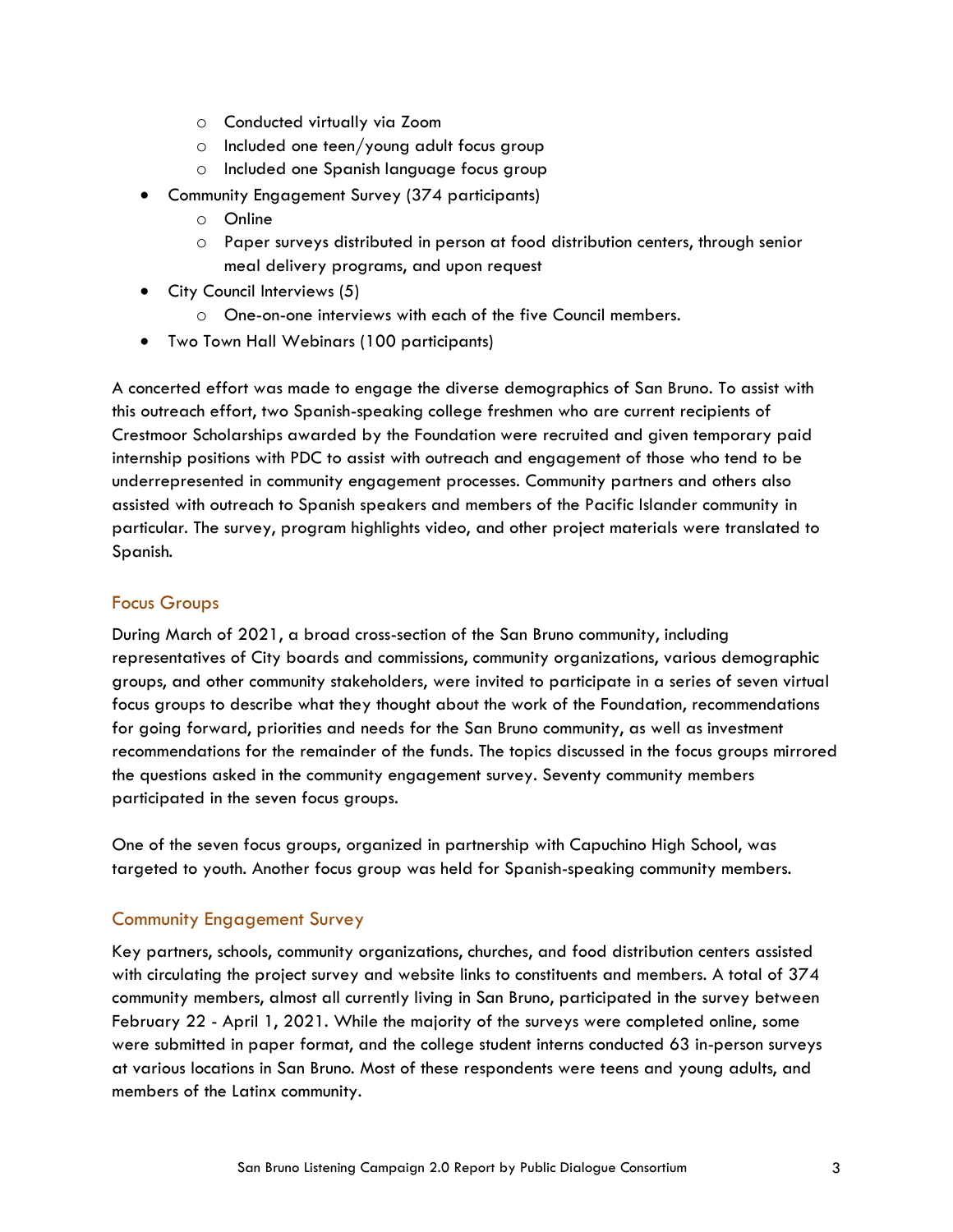- Conducted virtually via Zoom
    - Included one teen/young adult focus group
    - Included one Spanish language focus group
- Community Engagement Survey (374 participants)
    - Online
    - Paper surveys distributed in person at food distribution centers, through senior meal delivery programs, and upon request
- City Council Interviews (5)
    - One-on-one interviews with each of the five Council members.
- Two Town Hall Webinars (100 participants)

A concerted effort was made to engage the diverse demographics of San Bruno. To assist with this outreach effort, two Spanish-speaking college freshmen who are current recipients of Crestmoor Scholarships awarded by the Foundation were recruited and given temporary paid internship positions with PDC to assist with outreach and engagement of those who tend to be underrepresented in community engagement processes. Community partners and others also assisted with outreach to Spanish speakers and members of the Pacific Islander community in particular. The survey, program highlights video, and other project materials were translated to Spanish.

### Focus Groups

During March of 2021, a broad cross-section of the San Bruno community, including representatives of City boards and commissions, community organizations, various demographic groups, and other community stakeholders, were invited to participate in a series of seven virtual focus groups to describe what they thought about the work of the Foundation, recommendations for going forward, priorities and needs for the San Bruno community, as well as investment recommendations for the remainder of the funds. The topics discussed in the focus groups mirrored the questions asked in the community engagement survey. Seventy community members participated in the seven focus groups.

One of the seven focus groups, organized in partnership with Capuchino High School, was targeted to youth. Another focus group was held for Spanish-speaking community members.

### Community Engagement Survey

Key partners, schools, community organizations, churches, and food distribution centers assisted with circulating the project survey and website links to constituents and members. A total of 374 community members, almost all currently living in San Bruno, participated in the survey between February 22 - April 1, 2021. While the majority of the surveys were completed online, some were submitted in paper format, and the college student interns conducted 63 in-person surveys at various locations in San Bruno. Most of these respondents were teens and young adults, and members of the Latinx community.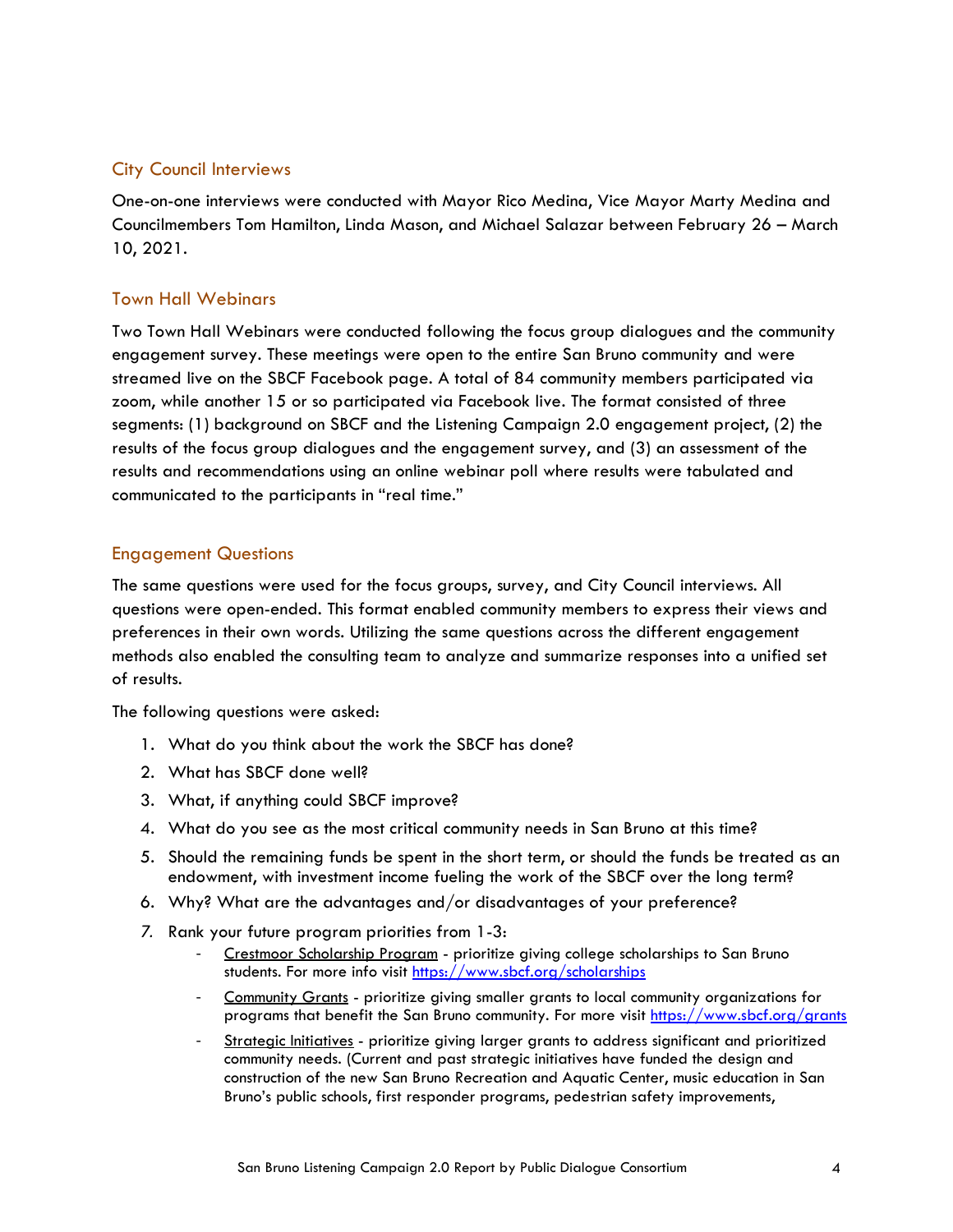## City Council Interviews

One-on-one interviews were conducted with Mayor Rico Medina, Vice Mayor Marty Medina and Councilmembers Tom Hamilton, Linda Mason, and Michael Salazar between February 26 – March 10, 2021.

## Town Hall Webinars

Two Town Hall Webinars were conducted following the focus group dialogues and the community engagement survey. These meetings were open to the entire San Bruno community and were streamed live on the SBCF Facebook page. A total of 84 community members participated via zoom, while another 15 or so participated via Facebook live. The format consisted of three segments: (1) background on SBCF and the Listening Campaign 2.0 engagement project, (2) the results of the focus group dialogues and the engagement survey, and (3) an assessment of the results and recommendations using an online webinar poll where results were tabulated and communicated to the participants in "real time."

## Engagement Questions

The same questions were used for the focus groups, survey, and City Council interviews. All questions were open-ended. This format enabled community members to express their views and preferences in their own words. Utilizing the same questions across the different engagement methods also enabled the consulting team to analyze and summarize responses into a unified set of results.

The following questions were asked:

1. What do you think about the work the SBCF has done?
2. What has SBCF done well?
3. What, if anything could SBCF improve?
4. What do you see as the most critical community needs in San Bruno at this time?
5. Should the remaining funds be spent in the short term, or should the funds be treated as an endowment, with investment income fueling the work of the SBCF over the long term?
6. Why? What are the advantages and/or disadvantages of your preference?
7. Rank your future program priorities from 1-3:
   - Crestmoor Scholarship Program - prioritize giving college scholarships to San Bruno students. For more info visit https://www.sbcf.org/scholarships
   - Community Grants - prioritize giving smaller grants to local community organizations for programs that benefit the San Bruno community. For more visit https://www.sbcf.org/grants
   - Strategic Initiatives - prioritize giving larger grants to address significant and prioritized community needs. (Current and past strategic initiatives have funded the design and construction of the new San Bruno Recreation and Aquatic Center, music education in San Bruno's public schools, first responder programs, pedestrian safety improvements,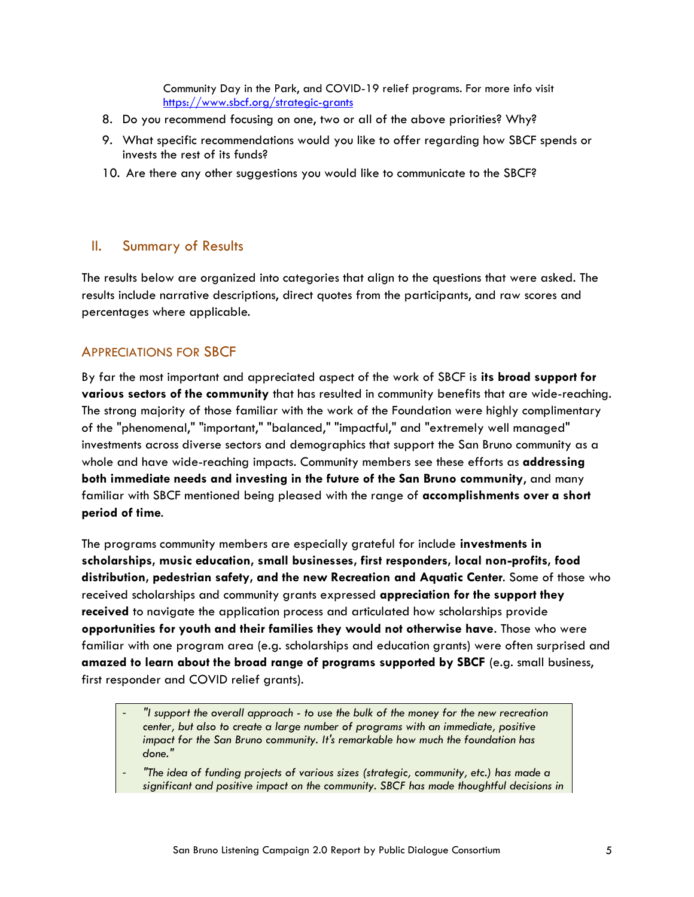Community Day in the Park, and COVID-19 relief programs. For more info visit https://www.sbcf.org/strategic-grants

8. Do you recommend focusing on one, two or all of the above priorities? Why?
9. What specific recommendations would you like to offer regarding how SBCF spends or invests the rest of its funds?
10. Are there any other suggestions you would like to communicate to the SBCF?

## II. Summary of Results

The results below are organized into categories that align to the questions that were asked. The results include narrative descriptions, direct quotes from the participants, and raw scores and percentages where applicable.

### Appreciations for SBCF

By far the most important and appreciated aspect of the work of SBCF is **its broad support for various sectors of the community** that has resulted in community benefits that are wide-reaching. The strong majority of those familiar with the work of the Foundation were highly complimentary of the "phenomenal," "important," "balanced," "impactful," and "extremely well managed" investments across diverse sectors and demographics that support the San Bruno community as a whole and have wide-reaching impacts. Community members see these efforts as **addressing both immediate needs and investing in the future of the San Bruno community**, and many familiar with SBCF mentioned being pleased with the range of **accomplishments over a short period of time**.

The programs community members are especially grateful for include **investments in scholarships, music education, small businesses, first responders, local non-profits, food distribution, pedestrian safety, and the new Recreation and Aquatic Center**. Some of those who received scholarships and community grants expressed **appreciation for the support they received** to navigate the application process and articulated how scholarships provide **opportunities for youth and their families they would not otherwise have**. Those who were familiar with one program area (e.g. scholarships and education grants) were often surprised and **amazed to learn about the broad range of programs supported by SBCF** (e.g. small business, first responder and COVID relief grants).

- *"I support the overall approach - to use the bulk of the money for the new recreation center, but also to create a large number of programs with an immediate, positive impact for the San Bruno community. It's remarkable how much the foundation has done."*
- *"The idea of funding projects of various sizes (strategic, community, etc.) has made a significant and positive impact on the community. SBCF has made thoughtful decisions in*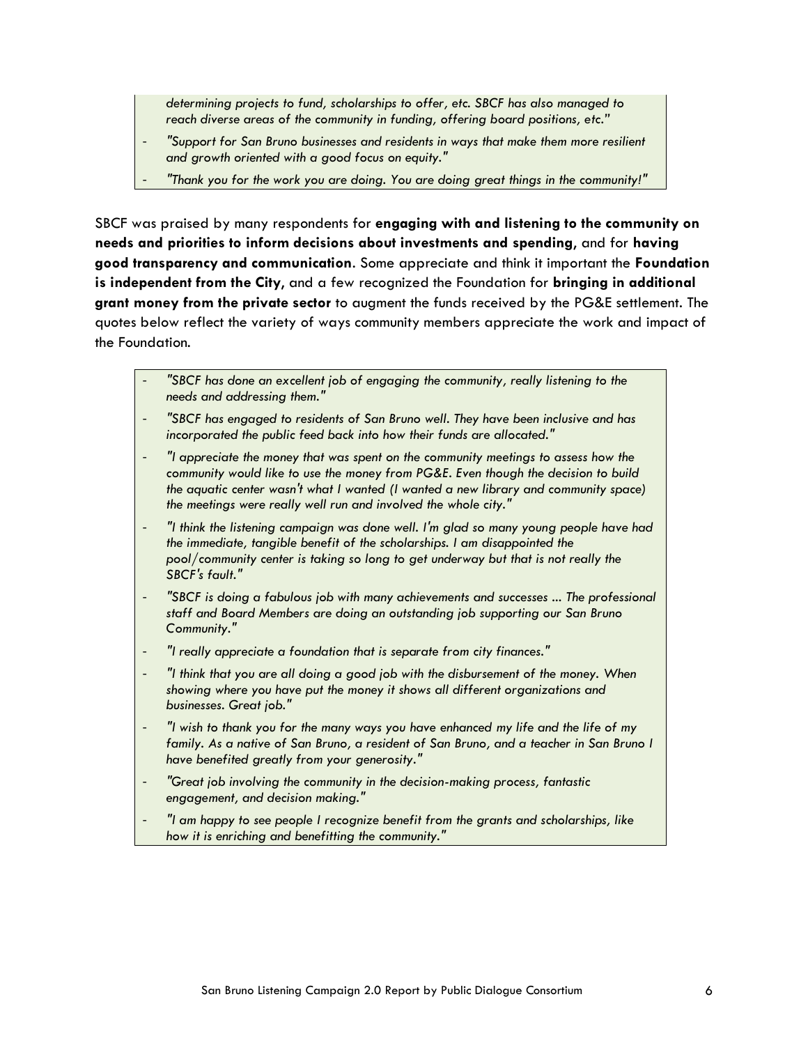*determining projects to fund, scholarships to offer, etc. SBCF has also managed to reach diverse areas of the community in funding, offering board positions, etc."*

- *"Support for San Bruno businesses and residents in ways that make them more resilient and growth oriented with a good focus on equity."*
- *"Thank you for the work you are doing. You are doing great things in the community!"*

SBCF was praised by many respondents for **engaging with and listening to the community on needs and priorities to inform decisions about investments and spending,** and for **having good transparency and communication**. Some appreciate and think it important the **Foundation is independent from the City,** and a few recognized the Foundation for **bringing in additional grant money from the private sector** to augment the funds received by the PG&E settlement. The quotes below reflect the variety of ways community members appreciate the work and impact of the Foundation.

- *"SBCF has done an excellent job of engaging the community, really listening to the needs and addressing them."*
- *"SBCF has engaged to residents of San Bruno well. They have been inclusive and has incorporated the public feed back into how their funds are allocated."*
- *"I appreciate the money that was spent on the community meetings to assess how the community would like to use the money from PG&E. Even though the decision to build the aquatic center wasn't what I wanted (I wanted a new library and community space) the meetings were really well run and involved the whole city."*
- *"I think the listening campaign was done well. I'm glad so many young people have had the immediate, tangible benefit of the scholarships. I am disappointed the pool/community center is taking so long to get underway but that is not really the SBCF's fault."*
- *"SBCF is doing a fabulous job with many achievements and successes ... The professional staff and Board Members are doing an outstanding job supporting our San Bruno Community."*
- *"I really appreciate a foundation that is separate from city finances."*
- *"I think that you are all doing a good job with the disbursement of the money. When showing where you have put the money it shows all different organizations and businesses. Great job."*
- *"I wish to thank you for the many ways you have enhanced my life and the life of my family. As a native of San Bruno, a resident of San Bruno, and a teacher in San Bruno I have benefited greatly from your generosity."*
- *"Great job involving the community in the decision-making process, fantastic engagement, and decision making."*
- *"I am happy to see people I recognize benefit from the grants and scholarships, like how it is enriching and benefitting the community."*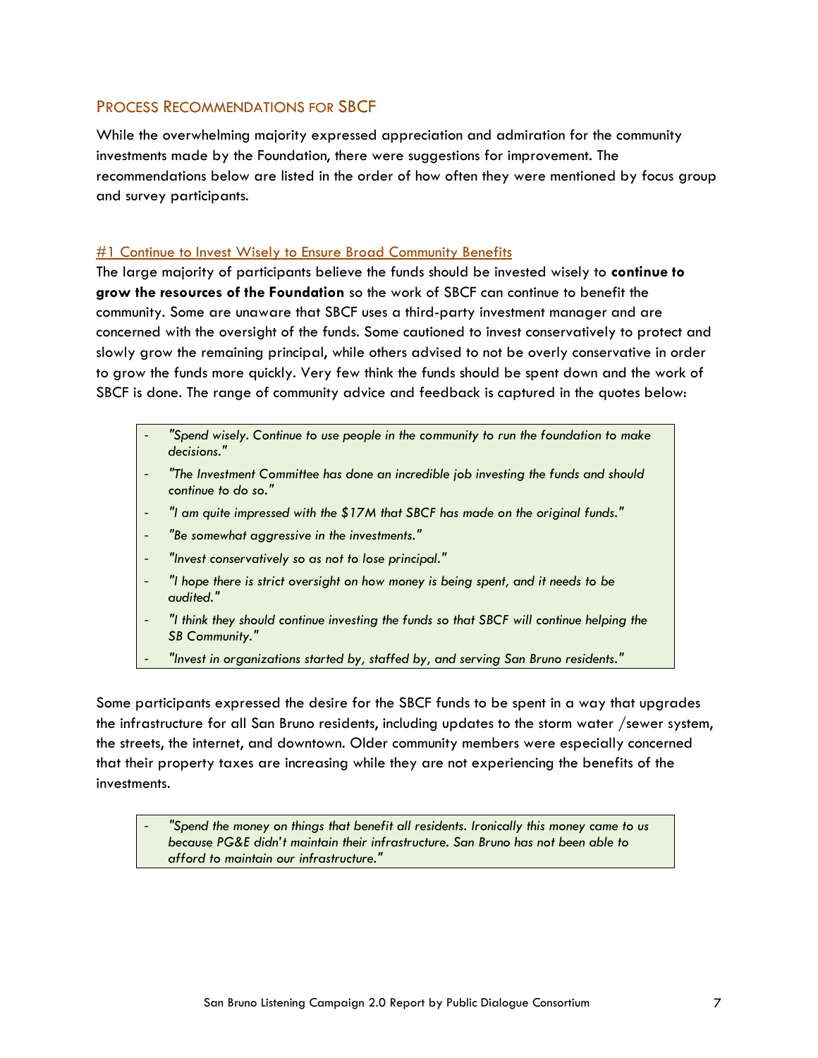## PROCESS RECOMMENDATIONS FOR SBCF

While the overwhelming majority expressed appreciation and admiration for the community investments made by the Foundation, there were suggestions for improvement. The recommendations below are listed in the order of how often they were mentioned by focus group and survey participants.

### #1 Continue to Invest Wisely to Ensure Broad Community Benefits

The large majority of participants believe the funds should be invested wisely to **continue to grow the resources of the Foundation** so the work of SBCF can continue to benefit the community. Some are unaware that SBCF uses a third-party investment manager and are concerned with the oversight of the funds. Some cautioned to invest conservatively to protect and slowly grow the remaining principal, while others advised to not be overly conservative in order to grow the funds more quickly. Very few think the funds should be spent down and the work of SBCF is done. The range of community advice and feedback is captured in the quotes below:

- *"Spend wisely. Continue to use people in the community to run the foundation to make decisions."*
- *"The Investment Committee has done an incredible job investing the funds and should continue to do so."*
- *"I am quite impressed with the $17M that SBCF has made on the original funds."*
- *"Be somewhat aggressive in the investments."*
- *"Invest conservatively so as not to lose principal."*
- *"I hope there is strict oversight on how money is being spent, and it needs to be audited."*
- *"I think they should continue investing the funds so that SBCF will continue helping the SB Community."*
- *"Invest in organizations started by, staffed by, and serving San Bruno residents."*

Some participants expressed the desire for the SBCF funds to be spent in a way that upgrades the infrastructure for all San Bruno residents, including updates to the storm water /sewer system, the streets, the internet, and downtown. Older community members were especially concerned that their property taxes are increasing while they are not experiencing the benefits of the investments.

- *"Spend the money on things that benefit all residents. Ironically this money came to us because PG&E didn't maintain their infrastructure. San Bruno has not been able to afford to maintain our infrastructure."*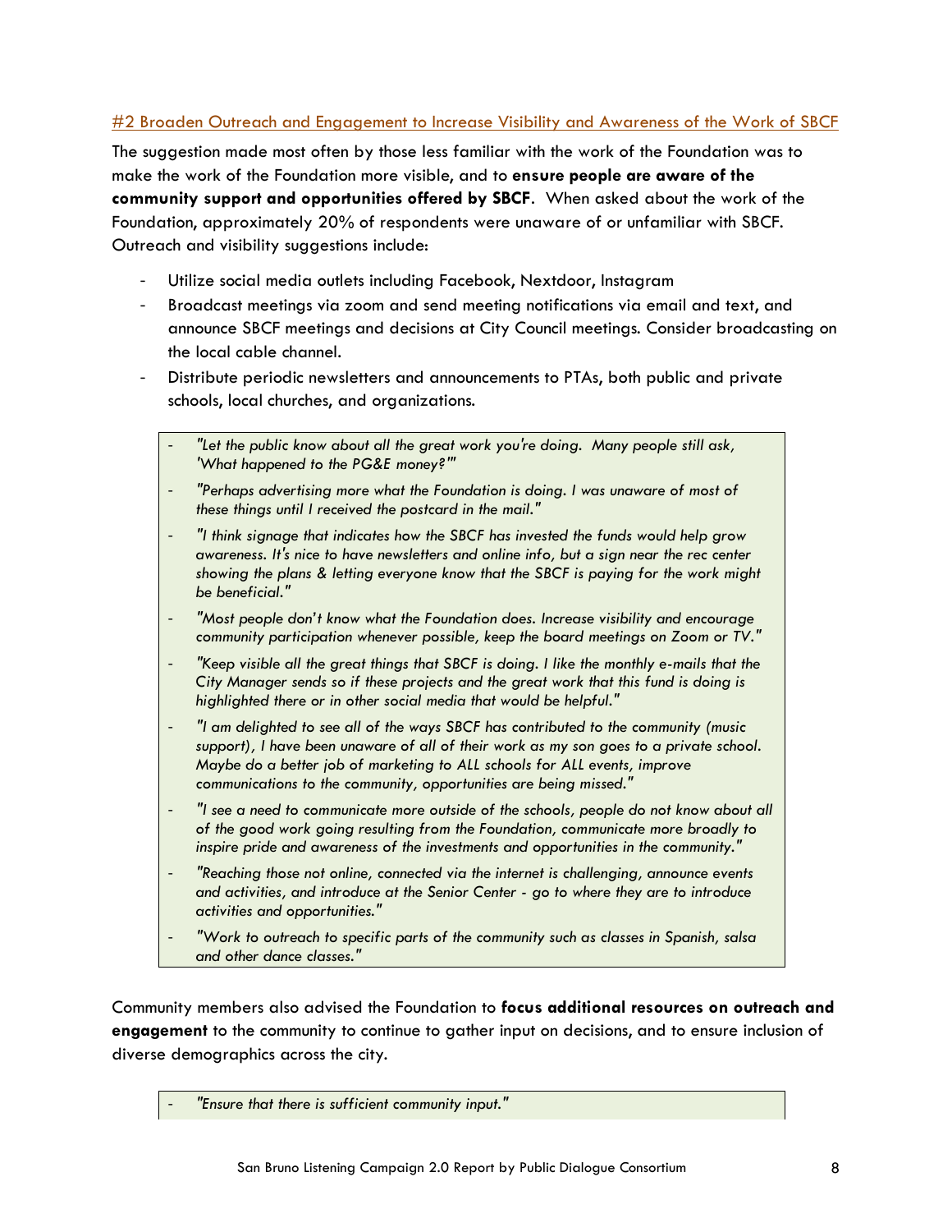### #2 Broaden Outreach and Engagement to Increase Visibility and Awareness of the Work of SBCF

The suggestion made most often by those less familiar with the work of the Foundation was to make the work of the Foundation more visible, and to **ensure people are aware of the community support and opportunities offered by SBCF**. When asked about the work of the Foundation, approximately 20% of respondents were unaware of or unfamiliar with SBCF. Outreach and visibility suggestions include:

- Utilize social media outlets including Facebook, Nextdoor, Instagram
- Broadcast meetings via zoom and send meeting notifications via email and text, and announce SBCF meetings and decisions at City Council meetings. Consider broadcasting on the local cable channel.
- Distribute periodic newsletters and announcements to PTAs, both public and private schools, local churches, and organizations.

> - *"Let the public know about all the great work you're doing. Many people still ask, 'What happened to the PG&E money?'"*
> - *"Perhaps advertising more what the Foundation is doing. I was unaware of most of these things until I received the postcard in the mail."*
> - *"I think signage that indicates how the SBCF has invested the funds would help grow awareness. It's nice to have newsletters and online info, but a sign near the rec center showing the plans & letting everyone know that the SBCF is paying for the work might be beneficial."*
> - *"Most people don't know what the Foundation does. Increase visibility and encourage community participation whenever possible, keep the board meetings on Zoom or TV."*
> - *"Keep visible all the great things that SBCF is doing. I like the monthly e-mails that the City Manager sends so if these projects and the great work that this fund is doing is highlighted there or in other social media that would be helpful."*
> - *"I am delighted to see all of the ways SBCF has contributed to the community (music support), I have been unaware of all of their work as my son goes to a private school. Maybe do a better job of marketing to ALL schools for ALL events, improve communications to the community, opportunities are being missed."*
> - *"I see a need to communicate more outside of the schools, people do not know about all of the good work going resulting from the Foundation, communicate more broadly to inspire pride and awareness of the investments and opportunities in the community."*
> - *"Reaching those not online, connected via the internet is challenging, announce events and activities, and introduce at the Senior Center - go to where they are to introduce activities and opportunities."*
> - *"Work to outreach to specific parts of the community such as classes in Spanish, salsa and other dance classes."*

Community members also advised the Foundation to **focus additional resources on outreach and engagement** to the community to continue to gather input on decisions, and to ensure inclusion of diverse demographics across the city.

> - *"Ensure that there is sufficient community input."*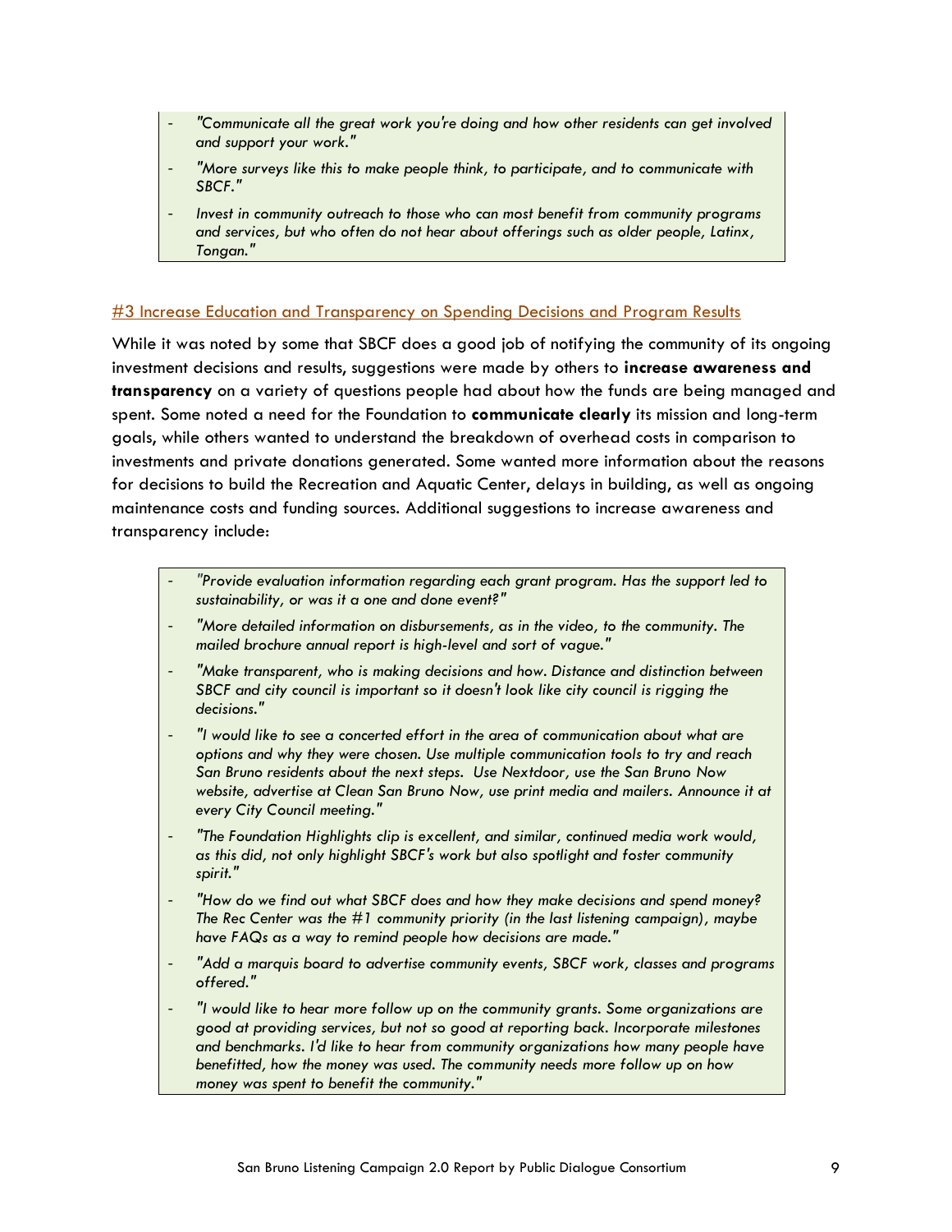- *"Communicate all the great work you're doing and how other residents can get involved and support your work."*
- *"More surveys like this to make people think, to participate, and to communicate with SBCF."*
- *Invest in community outreach to those who can most benefit from community programs and services, but who often do not hear about offerings such as older people, Latinx, Tongan."*

### #3 Increase Education and Transparency on Spending Decisions and Program Results

While it was noted by some that SBCF does a good job of notifying the community of its ongoing investment decisions and results, suggestions were made by others to **increase awareness and transparency** on a variety of questions people had about how the funds are being managed and spent. Some noted a need for the Foundation to **communicate clearly** its mission and long-term goals, while others wanted to understand the breakdown of overhead costs in comparison to investments and private donations generated. Some wanted more information about the reasons for decisions to build the Recreation and Aquatic Center, delays in building, as well as ongoing maintenance costs and funding sources. Additional suggestions to increase awareness and transparency include:

- *"Provide evaluation information regarding each grant program. Has the support led to sustainability, or was it a one and done event?"*
- *"More detailed information on disbursements, as in the video, to the community. The mailed brochure annual report is high-level and sort of vague."*
- *"Make transparent, who is making decisions and how. Distance and distinction between SBCF and city council is important so it doesn't look like city council is rigging the decisions."*
- *"I would like to see a concerted effort in the area of communication about what are options and why they were chosen. Use multiple communication tools to try and reach San Bruno residents about the next steps. Use Nextdoor, use the San Bruno Now website, advertise at Clean San Bruno Now, use print media and mailers. Announce it at every City Council meeting."*
- *"The Foundation Highlights clip is excellent, and similar, continued media work would, as this did, not only highlight SBCF's work but also spotlight and foster community spirit."*
- *"How do we find out what SBCF does and how they make decisions and spend money? The Rec Center was the #1 community priority (in the last listening campaign), maybe have FAQs as a way to remind people how decisions are made."*
- *"Add a marquis board to advertise community events, SBCF work, classes and programs offered."*
- *"I would like to hear more follow up on the community grants. Some organizations are good at providing services, but not so good at reporting back. Incorporate milestones and benchmarks. I'd like to hear from community organizations how many people have benefitted, how the money was used. The community needs more follow up on how money was spent to benefit the community."*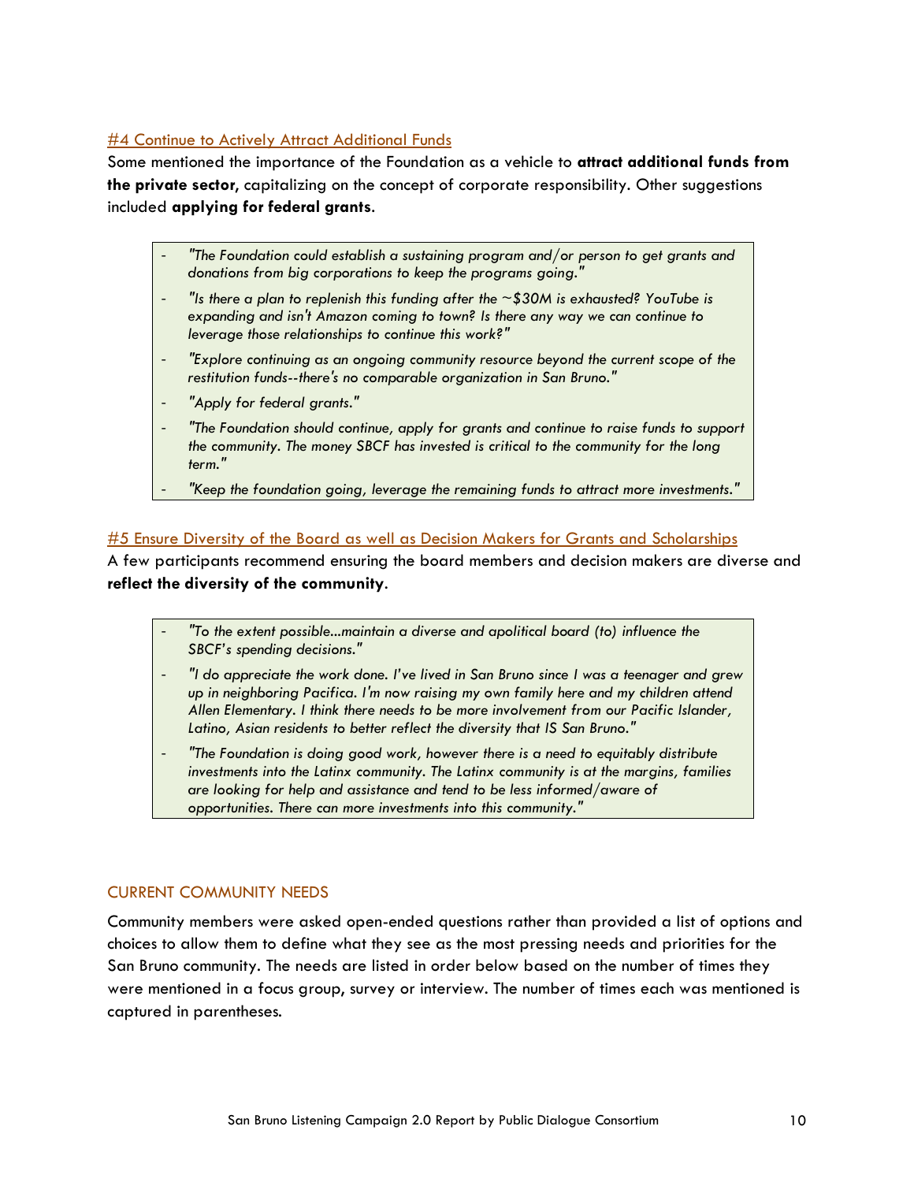### #4 Continue to Actively Attract Additional Funds

Some mentioned the importance of the Foundation as a vehicle to **attract additional funds from the private sector,** capitalizing on the concept of corporate responsibility. Other suggestions included **applying for federal grants**.

- *"The Foundation could establish a sustaining program and/or person to get grants and donations from big corporations to keep the programs going."*
- *"Is there a plan to replenish this funding after the ~$30M is exhausted? YouTube is expanding and isn't Amazon coming to town? Is there any way we can continue to leverage those relationships to continue this work?"*
- *"Explore continuing as an ongoing community resource beyond the current scope of the restitution funds--there's no comparable organization in San Bruno."*
- *"Apply for federal grants."*
- *"The Foundation should continue, apply for grants and continue to raise funds to support the community. The money SBCF has invested is critical to the community for the long term."*
- *"Keep the foundation going, leverage the remaining funds to attract more investments."*

### #5 Ensure Diversity of the Board as well as Decision Makers for Grants and Scholarships

A few participants recommend ensuring the board members and decision makers are diverse and **reflect the diversity of the community**.

- *"To the extent possible...maintain a diverse and apolitical board (to) influence the SBCF's spending decisions."*
- *"I do appreciate the work done. I've lived in San Bruno since I was a teenager and grew up in neighboring Pacifica. I'm now raising my own family here and my children attend Allen Elementary. I think there needs to be more involvement from our Pacific Islander, Latino, Asian residents to better reflect the diversity that IS San Bruno."*
- *"The Foundation is doing good work, however there is a need to equitably distribute investments into the Latinx community. The Latinx community is at the margins, families are looking for help and assistance and tend to be less informed/aware of opportunities. There can more investments into this community."*

## CURRENT COMMUNITY NEEDS

Community members were asked open-ended questions rather than provided a list of options and choices to allow them to define what they see as the most pressing needs and priorities for the San Bruno community. The needs are listed in order below based on the number of times they were mentioned in a focus group, survey or interview. The number of times each was mentioned is captured in parentheses.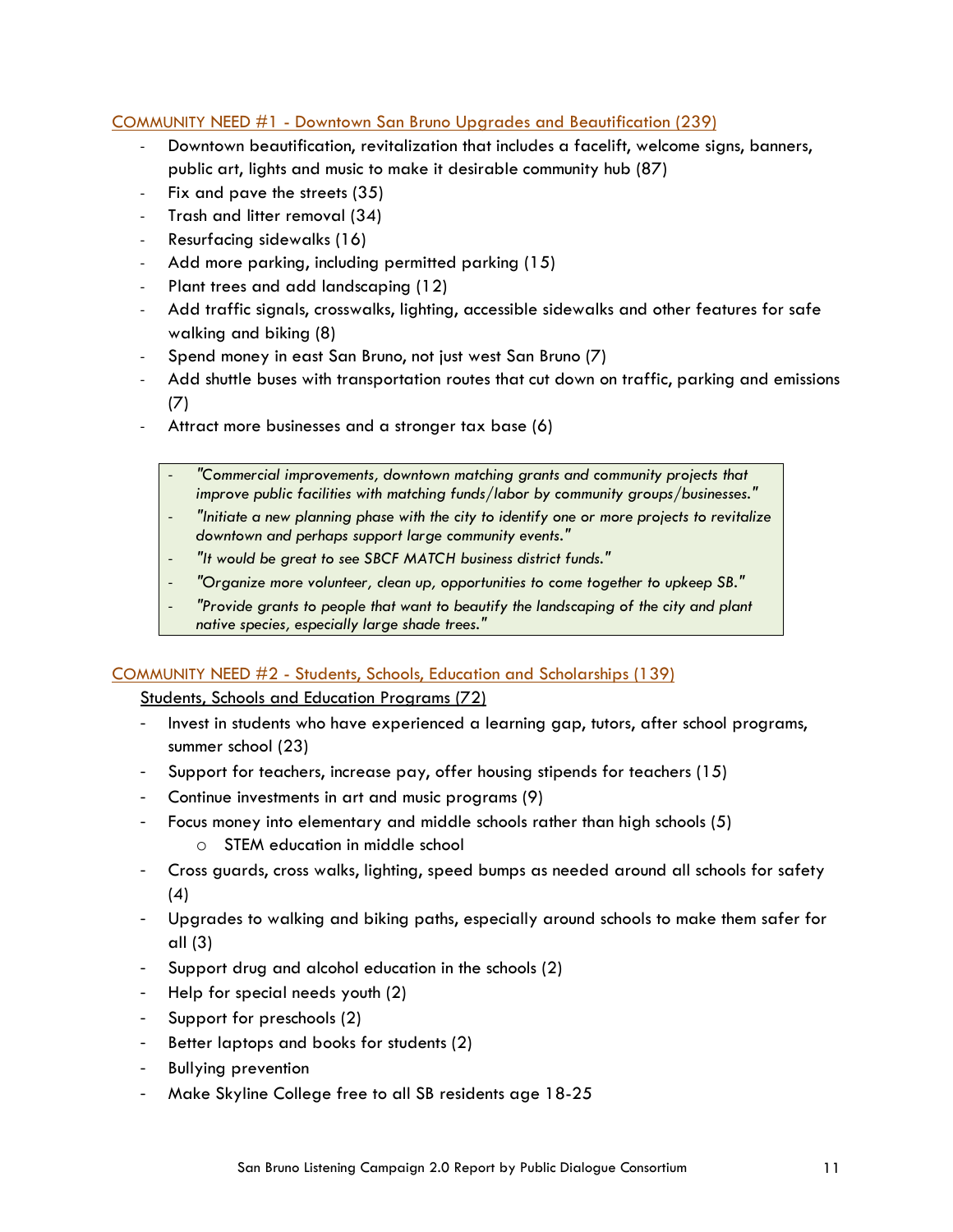## COMMUNITY NEED #1 - Downtown San Bruno Upgrades and Beautification (239)

- Downtown beautification, revitalization that includes a facelift, welcome signs, banners, public art, lights and music to make it desirable community hub (87)
- Fix and pave the streets (35)
- Trash and litter removal (34)
- Resurfacing sidewalks (16)
- Add more parking, including permitted parking (15)
- Plant trees and add landscaping (12)
- Add traffic signals, crosswalks, lighting, accessible sidewalks and other features for safe walking and biking (8)
- Spend money in east San Bruno, not just west San Bruno (7)
- Add shuttle buses with transportation routes that cut down on traffic, parking and emissions (7)
- Attract more businesses and a stronger tax base (6)

> - *"Commercial improvements, downtown matching grants and community projects that improve public facilities with matching funds/labor by community groups/businesses."*
> - *"Initiate a new planning phase with the city to identify one or more projects to revitalize downtown and perhaps support large community events."*
> - *"It would be great to see SBCF MATCH business district funds."*
> - *"Organize more volunteer, clean up, opportunities to come together to upkeep SB."*
> - *"Provide grants to people that want to beautify the landscaping of the city and plant native species, especially large shade trees."*

## COMMUNITY NEED #2 - Students, Schools, Education and Scholarships (139)

### Students, Schools and Education Programs (72)

- Invest in students who have experienced a learning gap, tutors, after school programs, summer school (23)
- Support for teachers, increase pay, offer housing stipends for teachers (15)
- Continue investments in art and music programs (9)
- Focus money into elementary and middle schools rather than high schools (5)
  - STEM education in middle school
- Cross guards, cross walks, lighting, speed bumps as needed around all schools for safety (4)
- Upgrades to walking and biking paths, especially around schools to make them safer for all (3)
- Support drug and alcohol education in the schools (2)
- Help for special needs youth (2)
- Support for preschools (2)
- Better laptops and books for students (2)
- Bullying prevention
- Make Skyline College free to all SB residents age 18-25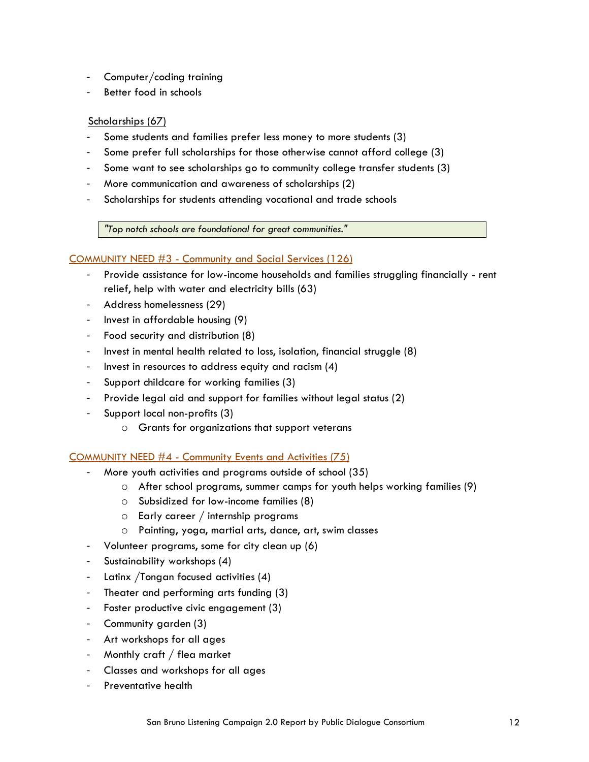- Computer/coding training
- Better food in schools

Scholarships (67)

- Some students and families prefer less money to more students (3)
- Some prefer full scholarships for those otherwise cannot afford college (3)
- Some want to see scholarships go to community college transfer students (3)
- More communication and awareness of scholarships (2)
- Scholarships for students attending vocational and trade schools

> *"Top notch schools are foundational for great communities."*

## COMMUNITY NEED #3 - Community and Social Services (126)

- Provide assistance for low-income households and families struggling financially - rent relief, help with water and electricity bills (63)
- Address homelessness (29)
- Invest in affordable housing (9)
- Food security and distribution (8)
- Invest in mental health related to loss, isolation, financial struggle (8)
- Invest in resources to address equity and racism (4)
- Support childcare for working families (3)
- Provide legal aid and support for families without legal status (2)
- Support local non-profits (3)
  - Grants for organizations that support veterans

## COMMUNITY NEED #4 - Community Events and Activities (75)

- More youth activities and programs outside of school (35)
  - After school programs, summer camps for youth helps working families (9)
  - Subsidized for low-income families (8)
  - Early career / internship programs
  - Painting, yoga, martial arts, dance, art, swim classes
- Volunteer programs, some for city clean up (6)
- Sustainability workshops (4)
- Latinx /Tongan focused activities (4)
- Theater and performing arts funding (3)
- Foster productive civic engagement (3)
- Community garden (3)
- Art workshops for all ages
- Monthly craft / flea market
- Classes and workshops for all ages
- Preventative health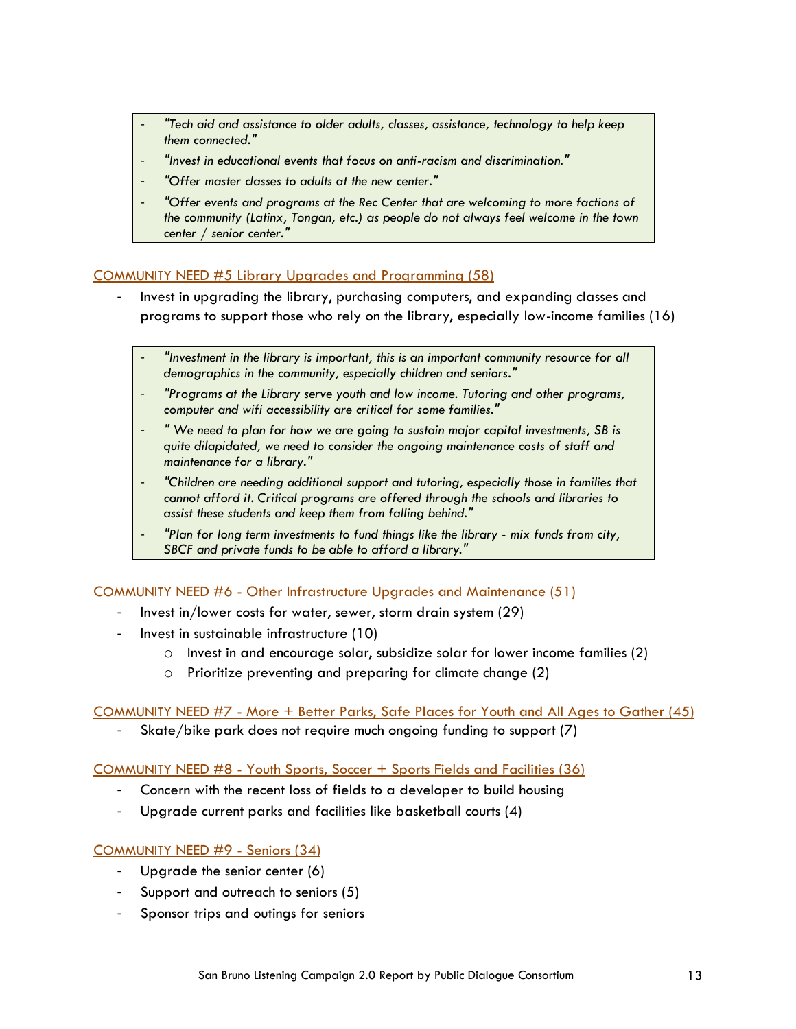> - *"Tech aid and assistance to older adults, classes, assistance, technology to help keep them connected."*
> - *"Invest in educational events that focus on anti-racism and discrimination."*
> - *"Offer master classes to adults at the new center."*
> - *"Offer events and programs at the Rec Center that are welcoming to more factions of the community (Latinx, Tongan, etc.) as people do not always feel welcome in the town center / senior center."*

COMMUNITY NEED #5 Library Upgrades and Programming (58)

- Invest in upgrading the library, purchasing computers, and expanding classes and programs to support those who rely on the library, especially low-income families (16)

> - *"Investment in the library is important, this is an important community resource for all demographics in the community, especially children and seniors."*
> - *"Programs at the Library serve youth and low income. Tutoring and other programs, computer and wifi accessibility are critical for some families."*
> - *" We need to plan for how we are going to sustain major capital investments, SB is quite dilapidated, we need to consider the ongoing maintenance costs of staff and maintenance for a library."*
> - *"Children are needing additional support and tutoring, especially those in families that cannot afford it. Critical programs are offered through the schools and libraries to assist these students and keep them from falling behind."*
> - *"Plan for long term investments to fund things like the library - mix funds from city, SBCF and private funds to be able to afford a library."*

COMMUNITY NEED #6 - Other Infrastructure Upgrades and Maintenance (51)

- Invest in/lower costs for water, sewer, storm drain system (29)
- Invest in sustainable infrastructure (10)
  - Invest in and encourage solar, subsidize solar for lower income families (2)
  - Prioritize preventing and preparing for climate change (2)

COMMUNITY NEED #7 - More + Better Parks, Safe Places for Youth and All Ages to Gather (45)

- Skate/bike park does not require much ongoing funding to support (7)

COMMUNITY NEED #8 - Youth Sports, Soccer + Sports Fields and Facilities (36)

- Concern with the recent loss of fields to a developer to build housing
- Upgrade current parks and facilities like basketball courts (4)

COMMUNITY NEED #9 - Seniors (34)

- Upgrade the senior center (6)
- Support and outreach to seniors (5)
- Sponsor trips and outings for seniors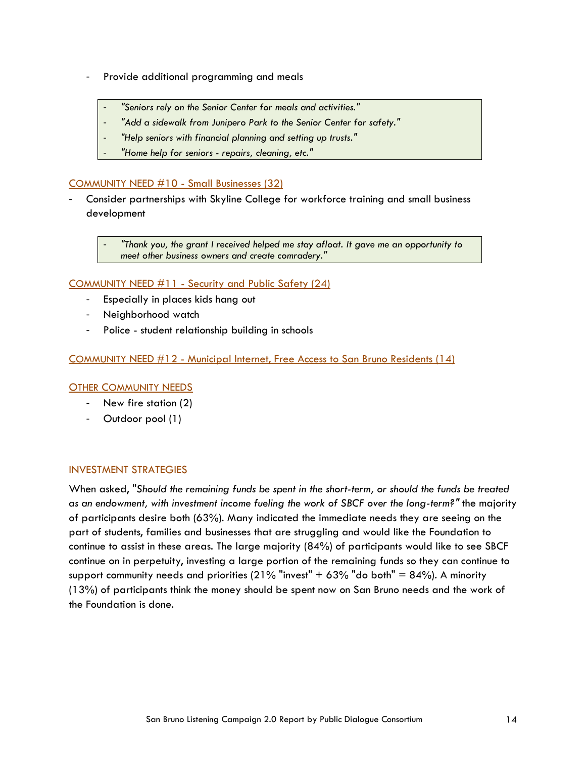- Provide additional programming and meals

> - *"Seniors rely on the Senior Center for meals and activities."*
> - *"Add a sidewalk from Junipero Park to the Senior Center for safety."*
> - *"Help seniors with financial planning and setting up trusts."*
> - *"Home help for seniors - repairs, cleaning, etc."*

### COMMUNITY NEED #10 - Small Businesses (32)

- Consider partnerships with Skyline College for workforce training and small business development

> - *"Thank you, the grant I received helped me stay afloat. It gave me an opportunity to meet other business owners and create comradery."*

### COMMUNITY NEED #11 - Security and Public Safety (24)

- Especially in places kids hang out
- Neighborhood watch
- Police - student relationship building in schools

### COMMUNITY NEED #12 - Municipal Internet, Free Access to San Bruno Residents (14)

### OTHER COMMUNITY NEEDS

- New fire station (2)
- Outdoor pool (1)

## INVESTMENT STRATEGIES

When asked, "*Should the remaining funds be spent in the short-term, or should the funds be treated as an endowment, with investment income fueling the work of SBCF over the long-term?"* the majority of participants desire both (63%). Many indicated the immediate needs they are seeing on the part of students, families and businesses that are struggling and would like the Foundation to continue to assist in these areas. The large majority (84%) of participants would like to see SBCF continue on in perpetuity, investing a large portion of the remaining funds so they can continue to support community needs and priorities (21% "invest" + 63% "do both" = 84%). A minority (13%) of participants think the money should be spent now on San Bruno needs and the work of the Foundation is done.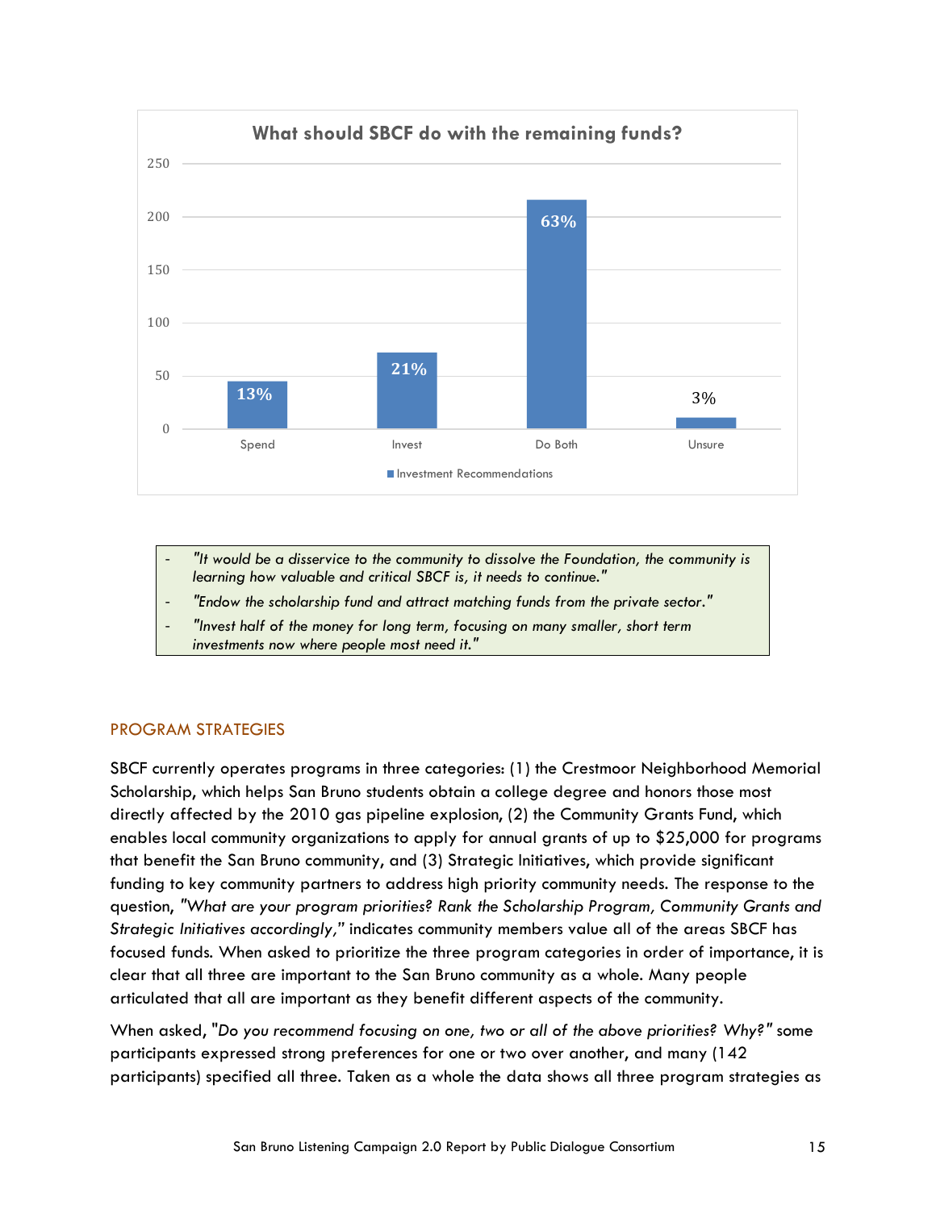**What should SBCF do with the remaining funds?**

| Category | Investment Recommendations |
|---|---|
| Spend | 13% |
| Invest | 21% |
| Do Both | 63% |
| Unsure | 3% |

- *"It would be a disservice to the community to dissolve the Foundation, the community is learning how valuable and critical SBCF is, it needs to continue."*
- *"Endow the scholarship fund and attract matching funds from the private sector."*
- *"Invest half of the money for long term, focusing on many smaller, short term investments now where people most need it."*

## PROGRAM STRATEGIES

SBCF currently operates programs in three categories: (1) the Crestmoor Neighborhood Memorial Scholarship, which helps San Bruno students obtain a college degree and honors those most directly affected by the 2010 gas pipeline explosion, (2) the Community Grants Fund, which enables local community organizations to apply for annual grants of up to $25,000 for programs that benefit the San Bruno community, and (3) Strategic Initiatives, which provide significant funding to key community partners to address high priority community needs. The response to the question, *"What are your program priorities? Rank the Scholarship Program, Community Grants and Strategic Initiatives accordingly,"* indicates community members value all of the areas SBCF has focused funds. When asked to prioritize the three program categories in order of importance, it is clear that all three are important to the San Bruno community as a whole. Many people articulated that all are important as they benefit different aspects of the community.

When asked, "*Do you recommend focusing on one, two or all of the above priorities? Why?"* some participants expressed strong preferences for one or two over another, and many (142 participants) specified all three. Taken as a whole the data shows all three program strategies as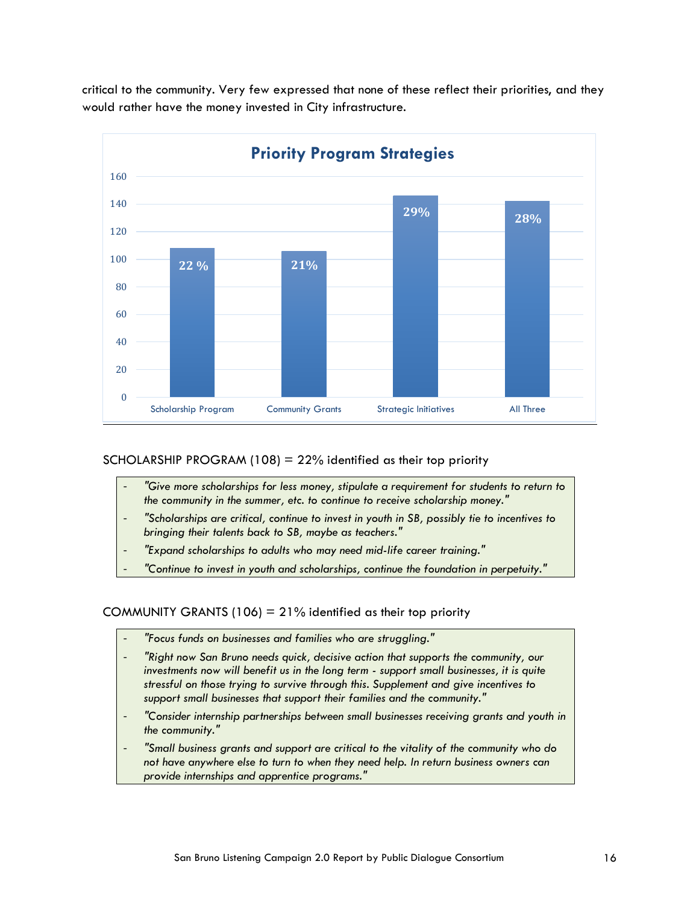critical to the community. Very few expressed that none of these reflect their priorities, and they would rather have the money invested in City infrastructure.

**Priority Program Strategies**

| Strategy | Count | Percentage |
|---|---|---|
| Scholarship Program | 108 | 22 % |
| Community Grants | 106 | 21% |
| Strategic Initiatives | 146 | 29% |
| All Three | 142 | 28% |

SCHOLARSHIP PROGRAM (108) = 22% identified as their top priority

- *"Give more scholarships for less money, stipulate a requirement for students to return to the community in the summer, etc. to continue to receive scholarship money."*
- *"Scholarships are critical, continue to invest in youth in SB, possibly tie to incentives to bringing their talents back to SB, maybe as teachers."*
- *"Expand scholarships to adults who may need mid-life career training."*
- *"Continue to invest in youth and scholarships, continue the foundation in perpetuity."*

COMMUNITY GRANTS (106) = 21% identified as their top priority

- *"Focus funds on businesses and families who are struggling."*
- *"Right now San Bruno needs quick, decisive action that supports the community, our investments now will benefit us in the long term - support small businesses, it is quite stressful on those trying to survive through this. Supplement and give incentives to support small businesses that support their families and the community."*
- *"Consider internship partnerships between small businesses receiving grants and youth in the community."*
- *"Small business grants and support are critical to the vitality of the community who do not have anywhere else to turn to when they need help. In return business owners can provide internships and apprentice programs."*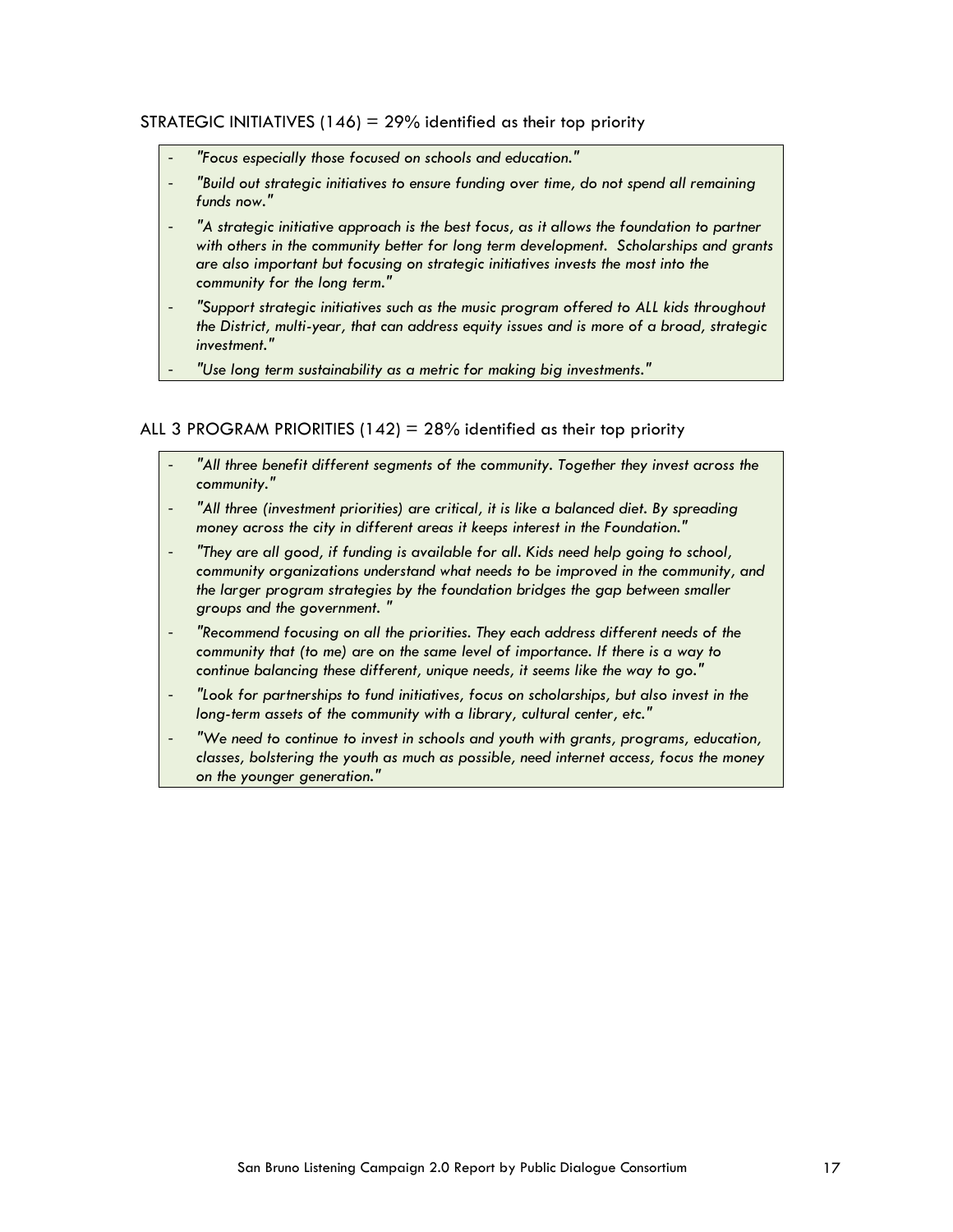STRATEGIC INITIATIVES (146) = 29% identified as their top priority

- *"Focus especially those focused on schools and education."*
- *"Build out strategic initiatives to ensure funding over time, do not spend all remaining funds now."*
- *"A strategic initiative approach is the best focus, as it allows the foundation to partner with others in the community better for long term development. Scholarships and grants are also important but focusing on strategic initiatives invests the most into the community for the long term."*
- *"Support strategic initiatives such as the music program offered to ALL kids throughout the District, multi-year, that can address equity issues and is more of a broad, strategic investment."*
- *"Use long term sustainability as a metric for making big investments."*

ALL 3 PROGRAM PRIORITIES (142) = 28% identified as their top priority

- *"All three benefit different segments of the community. Together they invest across the community."*
- *"All three (investment priorities) are critical, it is like a balanced diet. By spreading money across the city in different areas it keeps interest in the Foundation."*
- *"They are all good, if funding is available for all. Kids need help going to school, community organizations understand what needs to be improved in the community, and the larger program strategies by the foundation bridges the gap between smaller groups and the government. "*
- *"Recommend focusing on all the priorities. They each address different needs of the community that (to me) are on the same level of importance. If there is a way to continue balancing these different, unique needs, it seems like the way to go."*
- *"Look for partnerships to fund initiatives, focus on scholarships, but also invest in the long-term assets of the community with a library, cultural center, etc."*
- *"We need to continue to invest in schools and youth with grants, programs, education, classes, bolstering the youth as much as possible, need internet access, focus the money on the younger generation."*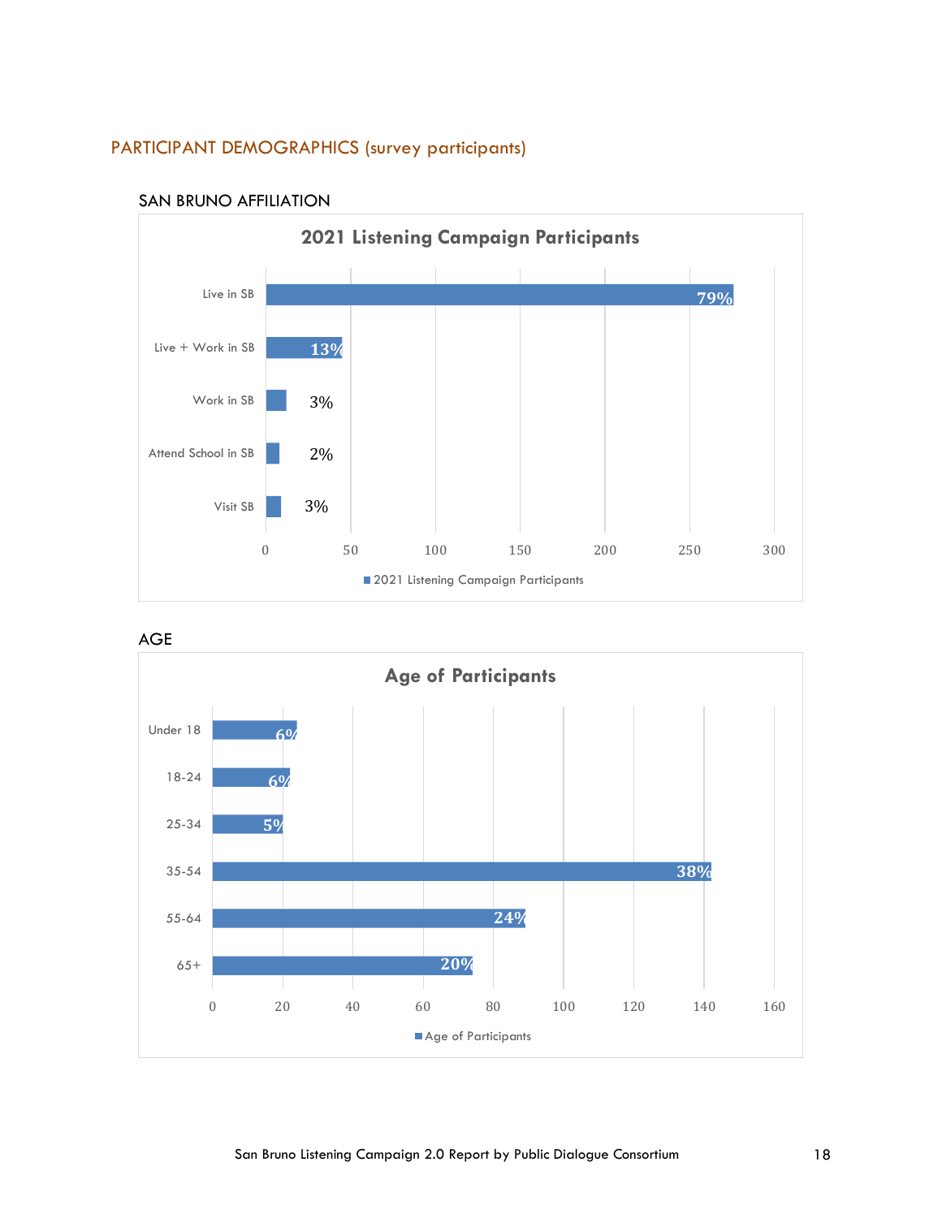## PARTICIPANT DEMOGRAPHICS (survey participants)

### SAN BRUNO AFFILIATION

**2021 Listening Campaign Participants**

| Affiliation | Percentage |
|---|---|
| Live in SB | 79% |
| Live + Work in SB | 13% |
| Work in SB | 3% |
| Attend School in SB | 2% |
| Visit SB | 3% |

### AGE

**Age of Participants**

| Age | Percentage |
|---|---|
| Under 18 | 6% |
| 18-24 | 6% |
| 25-34 | 5% |
| 35-54 | 38% |
| 55-64 | 24% |
| 65+ | 20% |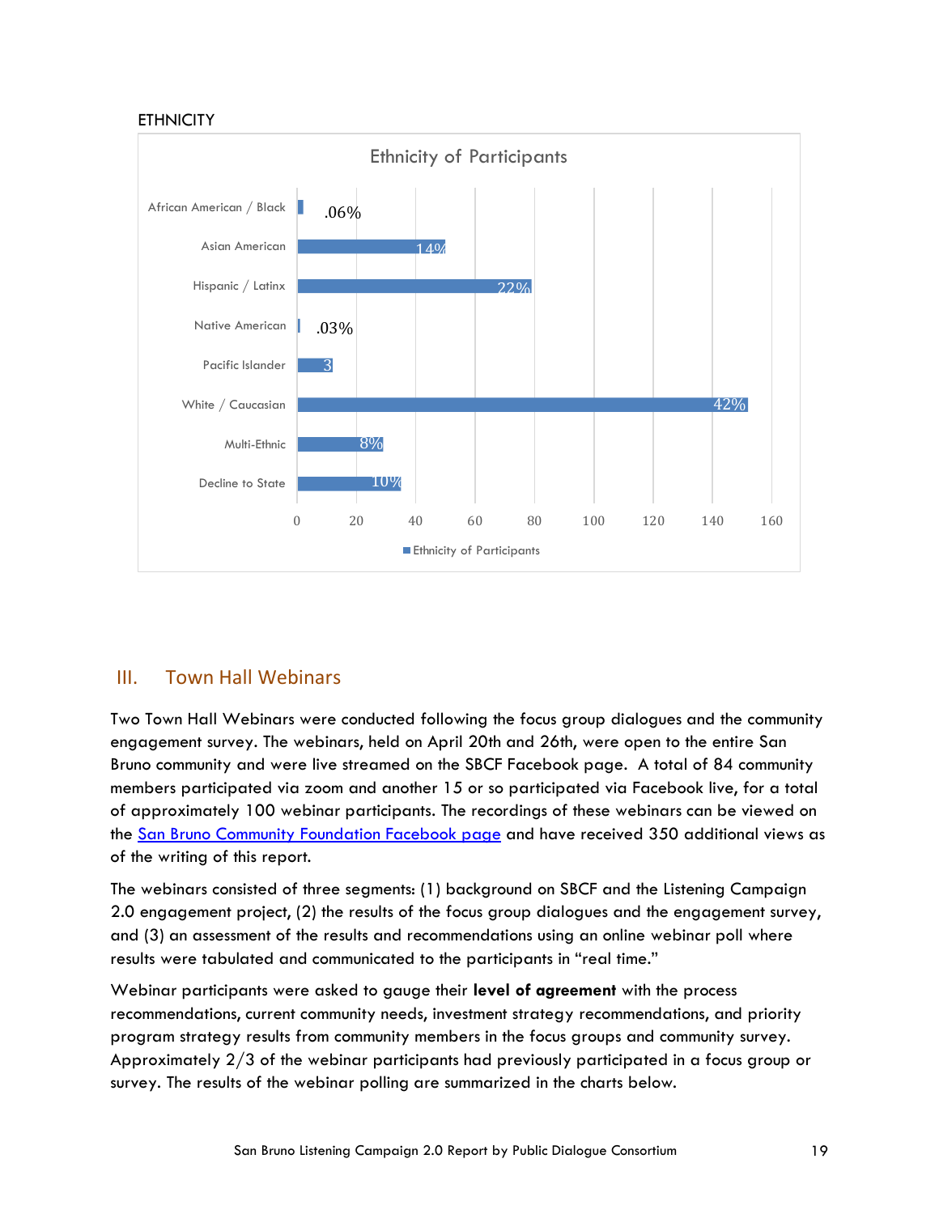ETHNICITY

Ethnicity of Participants

| Ethnicity | Ethnicity of Participants |
|---|---|
| African American / Black | .06% |
| Asian American | 14% |
| Hispanic / Latinx | 22% |
| Native American | .03% |
| Pacific Islander | 3 |
| White / Caucasian | 42% |
| Multi-Ethnic | 8% |
| Decline to State | 10% |

## III. Town Hall Webinars

Two Town Hall Webinars were conducted following the focus group dialogues and the community engagement survey. The webinars, held on April 20th and 26th, were open to the entire San Bruno community and were live streamed on the SBCF Facebook page. A total of 84 community members participated via zoom and another 15 or so participated via Facebook live, for a total of approximately 100 webinar participants. The recordings of these webinars can be viewed on the San Bruno Community Foundation Facebook page and have received 350 additional views as of the writing of this report.

The webinars consisted of three segments: (1) background on SBCF and the Listening Campaign 2.0 engagement project, (2) the results of the focus group dialogues and the engagement survey, and (3) an assessment of the results and recommendations using an online webinar poll where results were tabulated and communicated to the participants in "real time."

Webinar participants were asked to gauge their **level of agreement** with the process recommendations, current community needs, investment strategy recommendations, and priority program strategy results from community members in the focus groups and community survey. Approximately 2/3 of the webinar participants had previously participated in a focus group or survey. The results of the webinar polling are summarized in the charts below.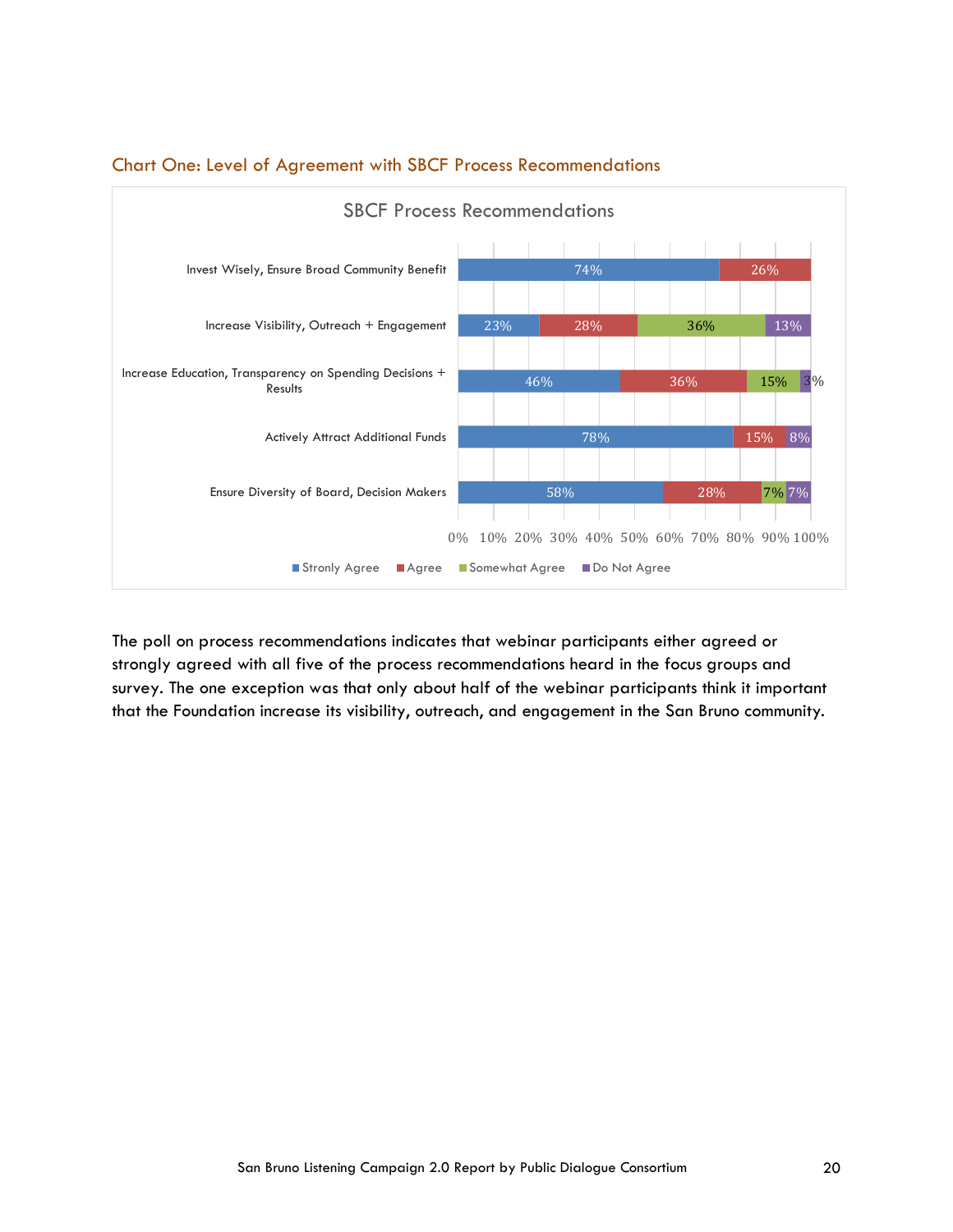### Chart One: Level of Agreement with SBCF Process Recommendations

SBCF Process Recommendations

| Recommendation | Stronly Agree | Agree | Somewhat Agree | Do Not Agree |
|---|---|---|---|---|
| Invest Wisely, Ensure Broad Community Benefit | 74% | 26% | | |
| Increase Visibility, Outreach + Engagement | 23% | 28% | 36% | 13% |
| Increase Education, Transparency on Spending Decisions + Results | 46% | 36% | 15% | 3% |
| Actively Attract Additional Funds | 78% | 15% | | 8% |
| Ensure Diversity of Board, Decision Makers | 58% | 28% | 7% | 7% |

The poll on process recommendations indicates that webinar participants either agreed or strongly agreed with all five of the process recommendations heard in the focus groups and survey. The one exception was that only about half of the webinar participants think it important that the Foundation increase its visibility, outreach, and engagement in the San Bruno community.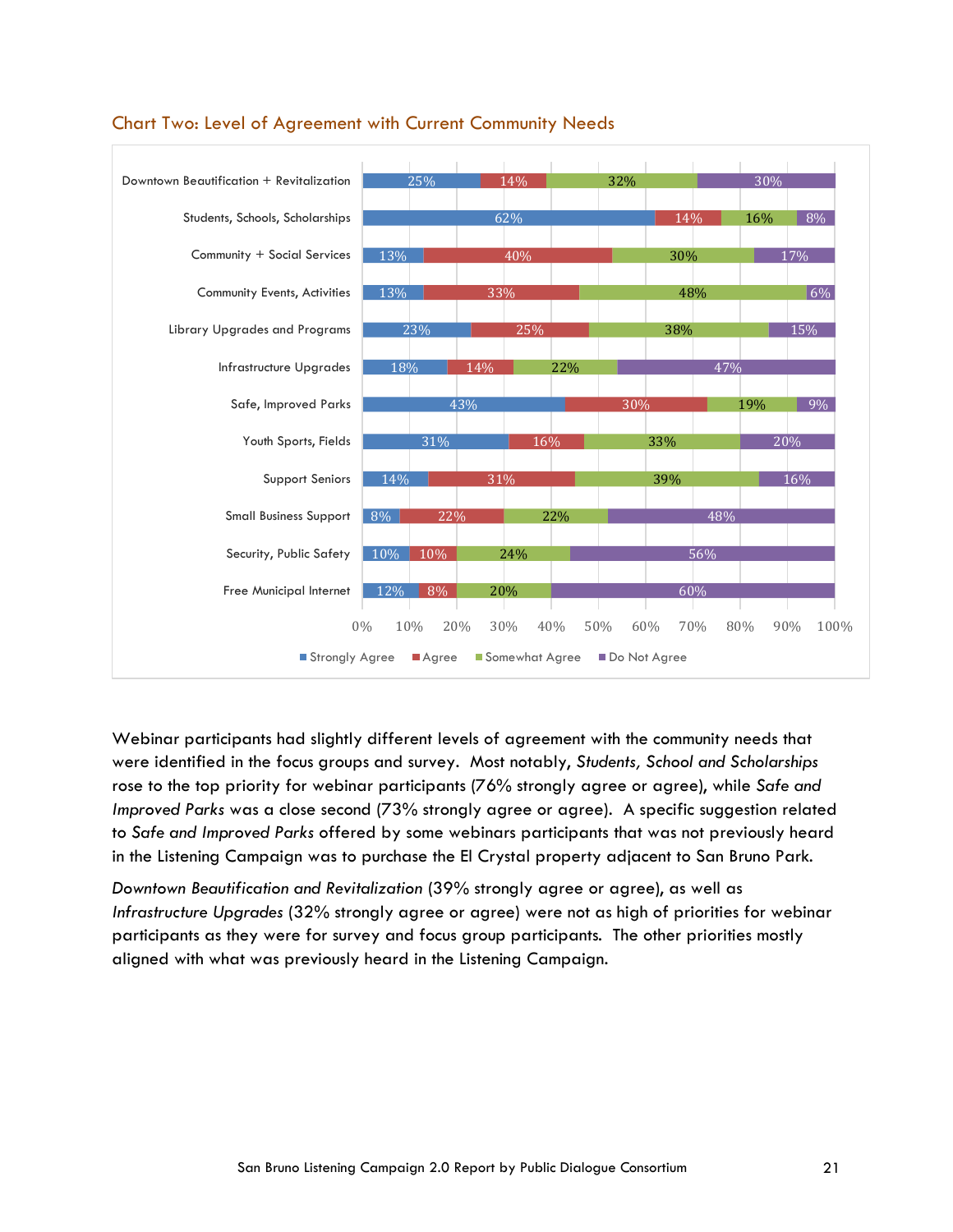## Chart Two: Level of Agreement with Current Community Needs

| Community Need | Strongly Agree | Agree | Somewhat Agree | Do Not Agree |
|---|---|---|---|---|
| Downtown Beautification + Revitalization | 25% | 14% | 32% | 30% |
| Students, Schools, Scholarships | 62% | 14% | 16% | 8% |
| Community + Social Services | 13% | 40% | 30% | 17% |
| Community Events, Activities | 13% | 33% | 48% | 6% |
| Library Upgrades and Programs | 23% | 25% | 38% | 15% |
| Infrastructure Upgrades | 18% | 14% | 22% | 47% |
| Safe, Improved Parks | 43% | 30% | 19% | 9% |
| Youth Sports, Fields | 31% | 16% | 33% | 20% |
| Support Seniors | 14% | 31% | 39% | 16% |
| Small Business Support | 8% | 22% | 22% | 48% |
| Security, Public Safety | 10% | 10% | 24% | 56% |
| Free Municipal Internet | 12% | 8% | 20% | 60% |

Webinar participants had slightly different levels of agreement with the community needs that were identified in the focus groups and survey. Most notably, *Students, School and Scholarships* rose to the top priority for webinar participants (76% strongly agree or agree), while *Safe and Improved Parks* was a close second (73% strongly agree or agree). A specific suggestion related to *Safe and Improved Parks* offered by some webinars participants that was not previously heard in the Listening Campaign was to purchase the El Crystal property adjacent to San Bruno Park.

*Downtown Beautification and Revitalization* (39% strongly agree or agree), as well as *Infrastructure Upgrades* (32% strongly agree or agree) were not as high of priorities for webinar participants as they were for survey and focus group participants. The other priorities mostly aligned with what was previously heard in the Listening Campaign.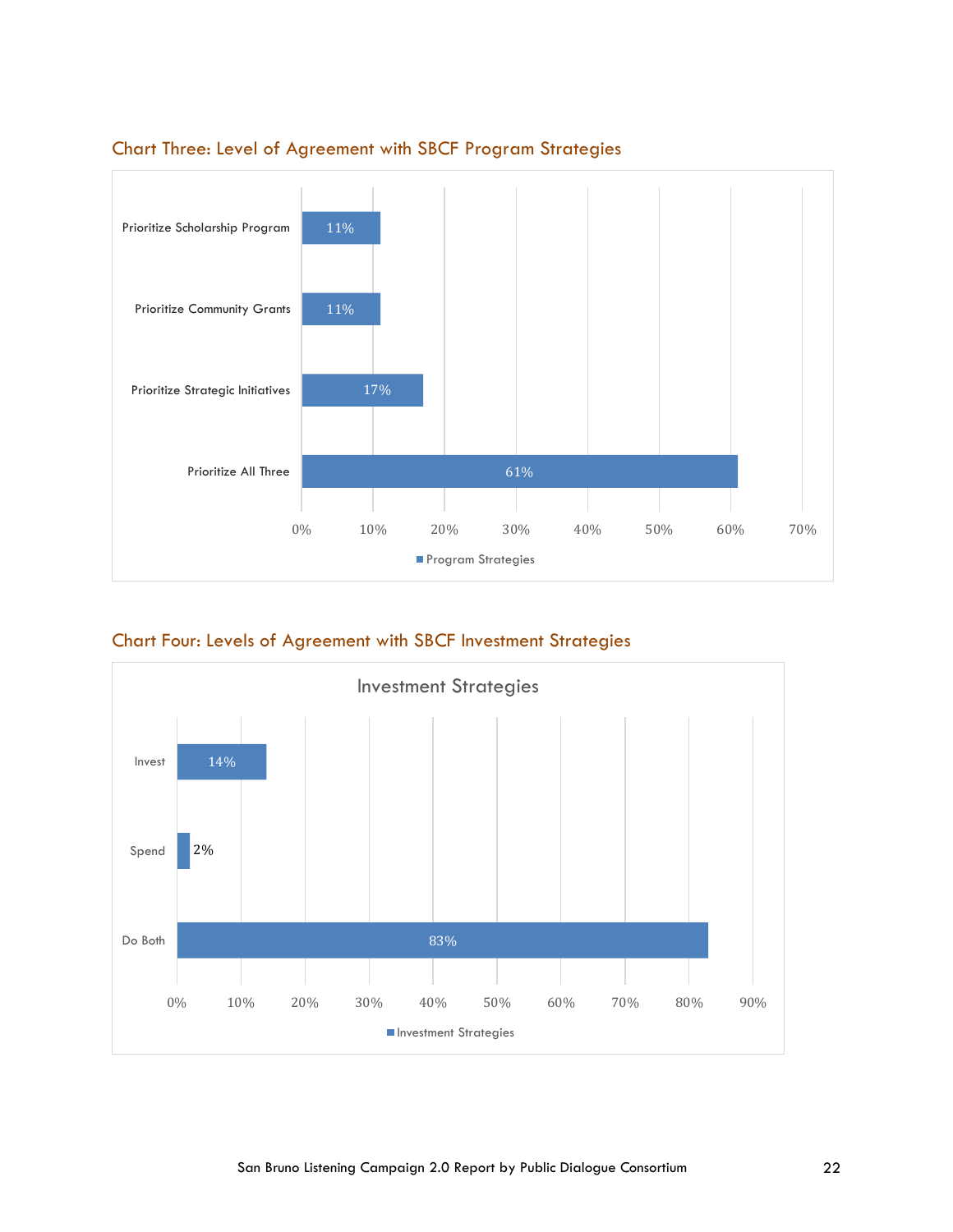### Chart Three: Level of Agreement with SBCF Program Strategies

| Program Strategies | Percentage |
|---|---|
| Prioritize Scholarship Program | 11% |
| Prioritize Community Grants | 11% |
| Prioritize Strategic Initiatives | 17% |
| Prioritize All Three | 61% |

### Chart Four: Levels of Agreement with SBCF Investment Strategies

Investment Strategies

| Investment Strategies | Percentage |
|---|---|
| Invest | 14% |
| Spend | 2% |
| Do Both | 83% |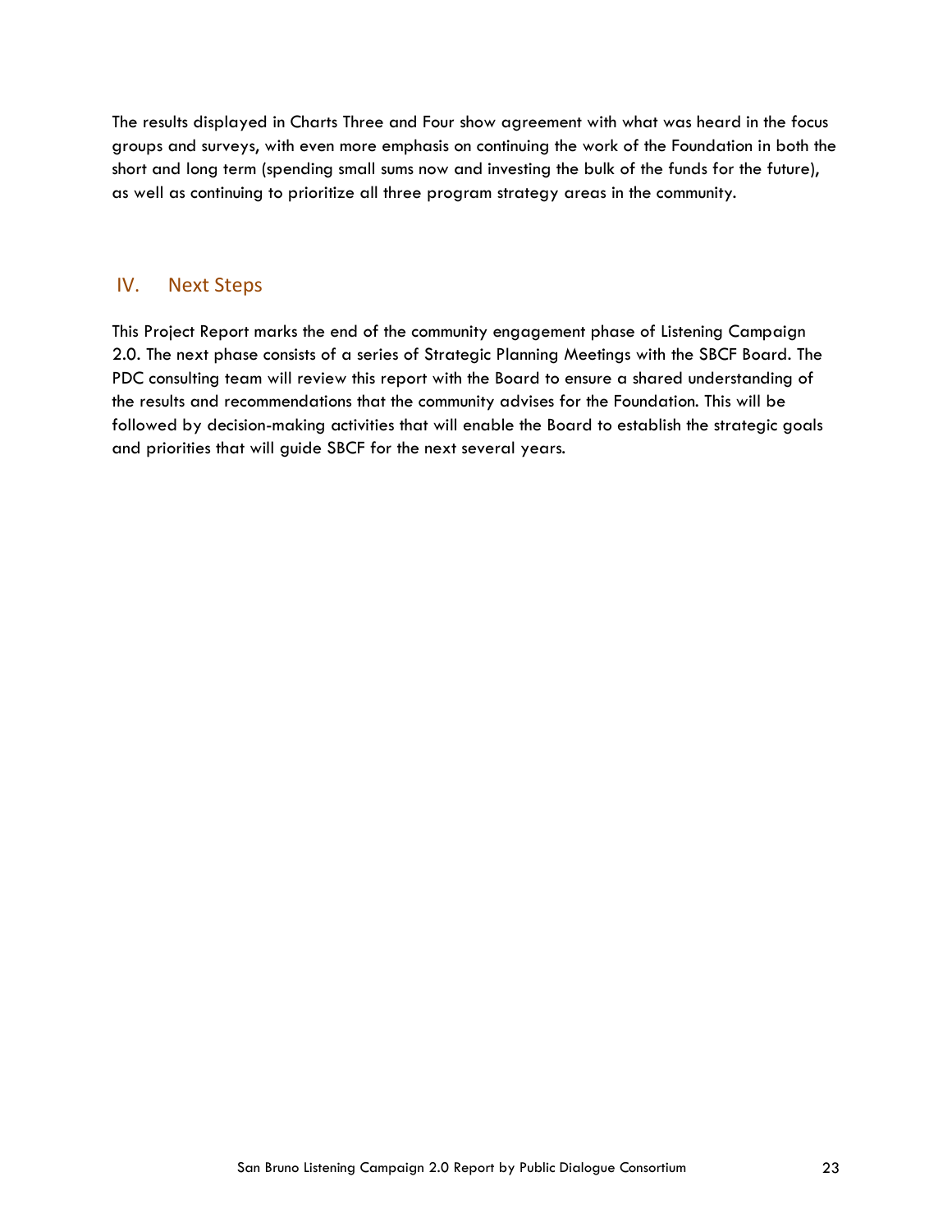The results displayed in Charts Three and Four show agreement with what was heard in the focus groups and surveys, with even more emphasis on continuing the work of the Foundation in both the short and long term (spending small sums now and investing the bulk of the funds for the future), as well as continuing to prioritize all three program strategy areas in the community.

## IV. Next Steps

This Project Report marks the end of the community engagement phase of Listening Campaign 2.0. The next phase consists of a series of Strategic Planning Meetings with the SBCF Board. The PDC consulting team will review this report with the Board to ensure a shared understanding of the results and recommendations that the community advises for the Foundation. This will be followed by decision-making activities that will enable the Board to establish the strategic goals and priorities that will guide SBCF for the next several years.